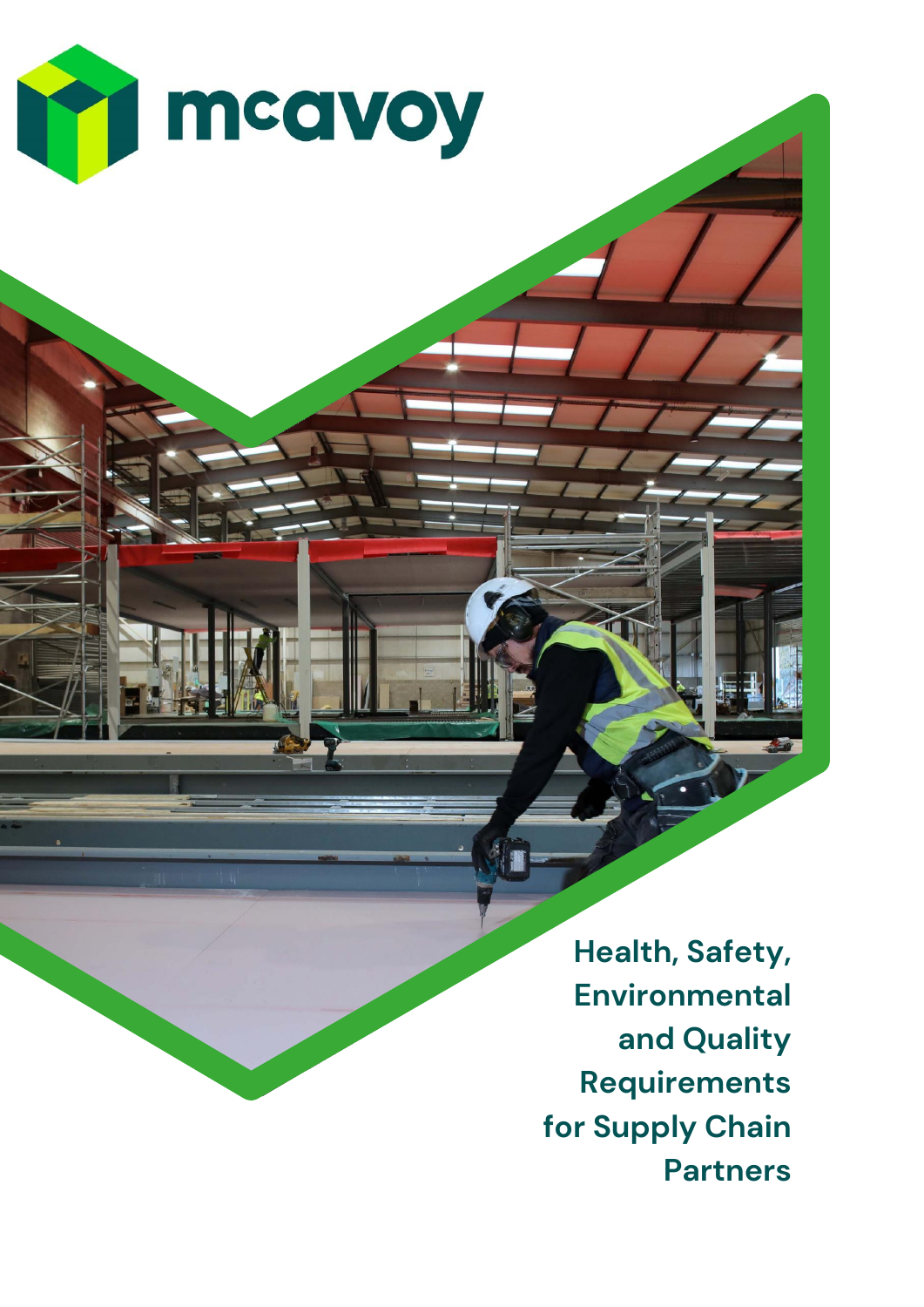mcavoy

# Health, Safety, Environmental and Quality Requirements for Supply Chain Partners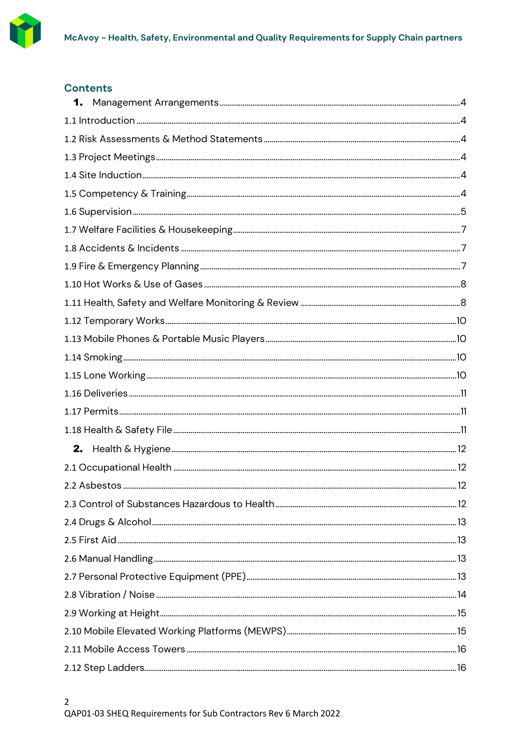## Contents

**1.** Management Arrangements ........ 4

1.1 Introduction ........ 4

1.2 Risk Assessments & Method Statements ........ 4

1.3 Project Meetings ........ 4

1.4 Site Induction ........ 4

1.5 Competency & Training ........ 4

1.6 Supervision ........ 5

1.7 Welfare Facilities & Housekeeping ........ 7

1.8 Accidents & Incidents ........ 7

1.9 Fire & Emergency Planning ........ 7

1.10 Hot Works & Use of Gases ........ 8

1.11 Health, Safety and Welfare Monitoring & Review ........ 8

1.12 Temporary Works ........ 10

1.13 Mobile Phones & Portable Music Players ........ 10

1.14 Smoking ........ 10

1.15 Lone Working ........ 10

1.16 Deliveries ........ 11

1.17 Permits ........ 11

1.18 Health & Safety File ........ 11

**2.** Health & Hygiene ........ 12

2.1 Occupational Health ........ 12

2.2 Asbestos ........ 12

2.3 Control of Substances Hazardous to Health ........ 12

2.4 Drugs & Alcohol ........ 13

2.5 First Aid ........ 13

2.6 Manual Handling ........ 13

2.7 Personal Protective Equipment (PPE) ........ 13

2.8 Vibration / Noise ........ 14

2.9 Working at Height ........ 15

2.10 Mobile Elevated Working Platforms (MEWPS) ........ 15

2.11 Mobile Access Towers ........ 16

2.12 Step Ladders ........ 16

QAP01-03 SHEQ Requirements for Sub Contractors Rev 6 March 2022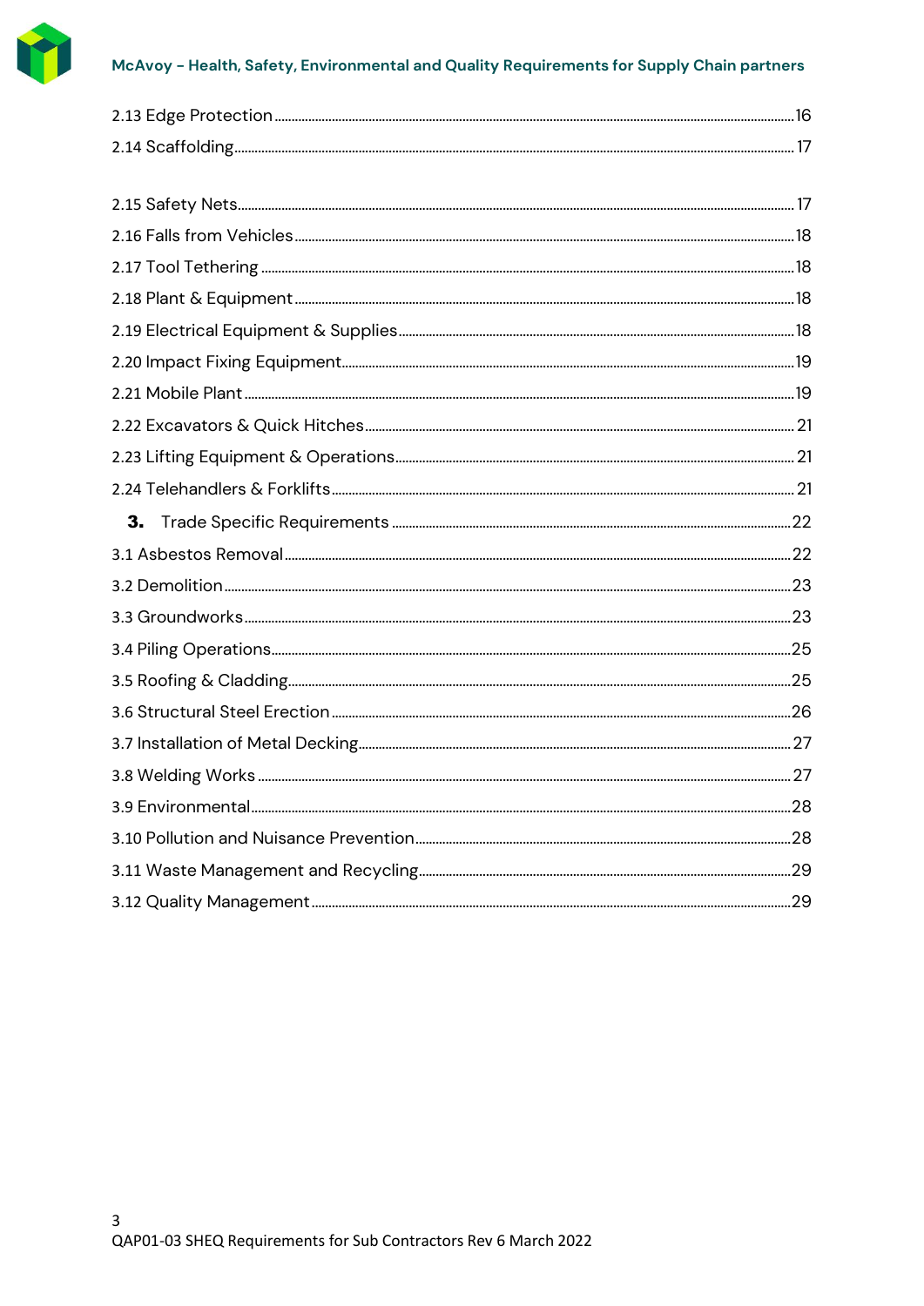2.13 Edge Protection ..... 16

2.14 Scaffolding ..... 17

2.15 Safety Nets ..... 17

2.16 Falls from Vehicles ..... 18

2.17 Tool Tethering ..... 18

2.18 Plant & Equipment ..... 18

2.19 Electrical Equipment & Supplies ..... 18

2.20 Impact Fixing Equipment ..... 19

2.21 Mobile Plant ..... 19

2.22 Excavators & Quick Hitches ..... 21

2.23 Lifting Equipment & Operations ..... 21

2.24 Telehandlers & Forklifts ..... 21

**3.** Trade Specific Requirements ..... 22

3.1 Asbestos Removal ..... 22

3.2 Demolition ..... 23

3.3 Groundworks ..... 23

3.4 Piling Operations ..... 25

3.5 Roofing & Cladding ..... 25

3.6 Structural Steel Erection ..... 26

3.7 Installation of Metal Decking ..... 27

3.8 Welding Works ..... 27

3.9 Environmental ..... 28

3.10 Pollution and Nuisance Prevention ..... 28

3.11 Waste Management and Recycling ..... 29

3.12 Quality Management ..... 29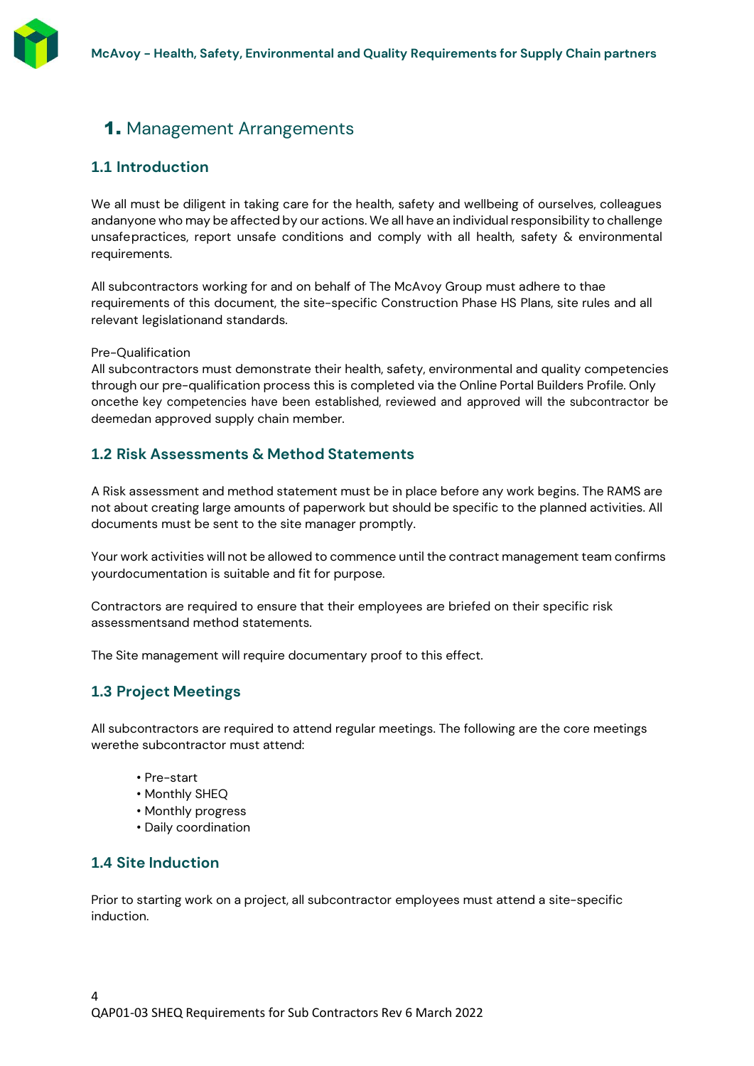# 1. Management Arrangements

## 1.1 Introduction

We all must be diligent in taking care for the health, safety and wellbeing of ourselves, colleagues andanyone who may be affected by our actions. We all have an individual responsibility to challenge unsafepractices, report unsafe conditions and comply with all health, safety & environmental requirements.

All subcontractors working for and on behalf of The McAvoy Group must adhere to thae requirements of this document, the site-specific Construction Phase HS Plans, site rules and all relevant legislationand standards.

Pre-Qualification

All subcontractors must demonstrate their health, safety, environmental and quality competencies through our pre-qualification process this is completed via the Online Portal Builders Profile. Only oncethe key competencies have been established, reviewed and approved will the subcontractor be deemedan approved supply chain member.

## 1.2 Risk Assessments & Method Statements

A Risk assessment and method statement must be in place before any work begins. The RAMS are not about creating large amounts of paperwork but should be specific to the planned activities. All documents must be sent to the site manager promptly.

Your work activities will not be allowed to commence until the contract management team confirms yourdocumentation is suitable and fit for purpose.

Contractors are required to ensure that their employees are briefed on their specific risk assessmentsand method statements.

The Site management will require documentary proof to this effect.

## 1.3 Project Meetings

All subcontractors are required to attend regular meetings. The following are the core meetings werethe subcontractor must attend:

- Pre-start
- Monthly SHEQ
- Monthly progress
- Daily coordination

## 1.4 Site Induction

Prior to starting work on a project, all subcontractor employees must attend a site-specific induction.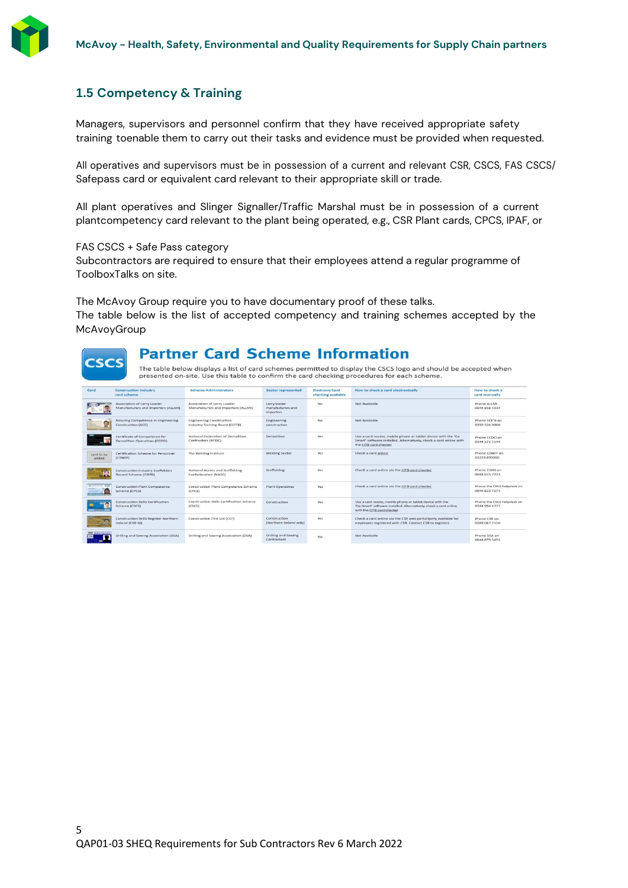## 1.5 Competency & Training

Managers, supervisors and personnel confirm that they have received appropriate safety training toenable them to carry out their tasks and evidence must be provided when requested.

All operatives and supervisors must be in possession of a current and relevant CSR, CSCS, FAS CSCS/ Safepass card or equivalent card relevant to their appropriate skill or trade.

All plant operatives and Slinger Signaller/Traffic Marshal must be in possession of a current plantcompetency card relevant to the plant being operated, e.g., CSR Plant cards, CPCS, IPAF, or

FAS CSCS + Safe Pass category
Subcontractors are required to ensure that their employees attend a regular programme of ToolboxTalks on site.

The McAvoy Group require you to have documentary proof of these talks.
The table below is the list of accepted competency and training schemes accepted by the McAvoyGroup

**CSCS**

## Partner Card Scheme Information

The table below displays a list of card schemes permitted to display the CSCS logo and should be accepted when presented on-site. Use this table to confirm the card checking procedures for each scheme.

| Card | Construction industry card scheme | Scheme Administrators | Sector represented | Electronic Card checking available | How to check a card electronically | How to check a card manually |
|---|---|---|---|---|---|---|
| | Association of Lorry Loader Manufacturers and Importers (ALLMI) | Association of Lorry Loader Manufacturers and Importers (ALLMI) | Lorry loader manufacturers and importers | No | Not Available | Phone ALLMI 0344 858 4334 |
| | Assuring Competence in Engineering Construction (ACE) | Engineering Construction Industry Training Board (ECITB) | Engineering construction | No | Not Available | Phone ECITB on 0192 326 0000 |
| | Certificate of Competence for Demolition Operatives (CCDO) | National Federation of Demolition Contractors (NFDC) | Demolition | Yes | Use a card reader, mobile phone or tablet device with the 'Go Smart' software installed. Alternatively, check a card online with the CITB card checker | Phone CCDO on 0344 221 7144 |
| card to be added | Certification Scheme for Personnel (CSWIP) | The Welding Institute | Welding Sector | Yes | Check a card online | Phone CSWIP on 01223 899000 |
| | Construction Industry Scaffolders Record Scheme (CISRS) | National Access and Scaffolding Confederation (NASC) | Scaffolding | Yes | Check a card online via the CITB card checker | Phone CISRS on 0844 815 7223 |
| | Construction Plant Competence Scheme (CPCS) | Construction Plant Competence Scheme (CPCS) | Plant Operatives | Yes | Check a card online via the CITB card checker | Phone the CPCS helpdesk on 0844 815 7274 |
| | Construction Skills Certification Scheme (CSCS) | Construction Skills Certification Scheme (CSCS) | Construction | Yes | Use a card reader, mobile phone or tablet device with the 'Go Smart' software installed. Alternatively, check a card online with the CITB card checker | Phone the CSCS helpdesk on 0344 994 4777 |
| | Construction Skills Register Northern Ireland (CSR NI) | Construction First Ltd (CF1) | Construction (Northern Ireland only) | Yes | Check a card online via the CSR web portal (only available for employers registered with CSR. Contact CSR to register) | Phone CSR on 0289 087 7150 |
| | Drilling and Sawing Association (DSA) | Drilling and Sawing Association (DSA) | Drilling and Sawing Contractors | No | Not Available | Phone DSA on 0844 879 3453 |

QAP01-03 SHEQ Requirements for Sub Contractors Rev 6 March 2022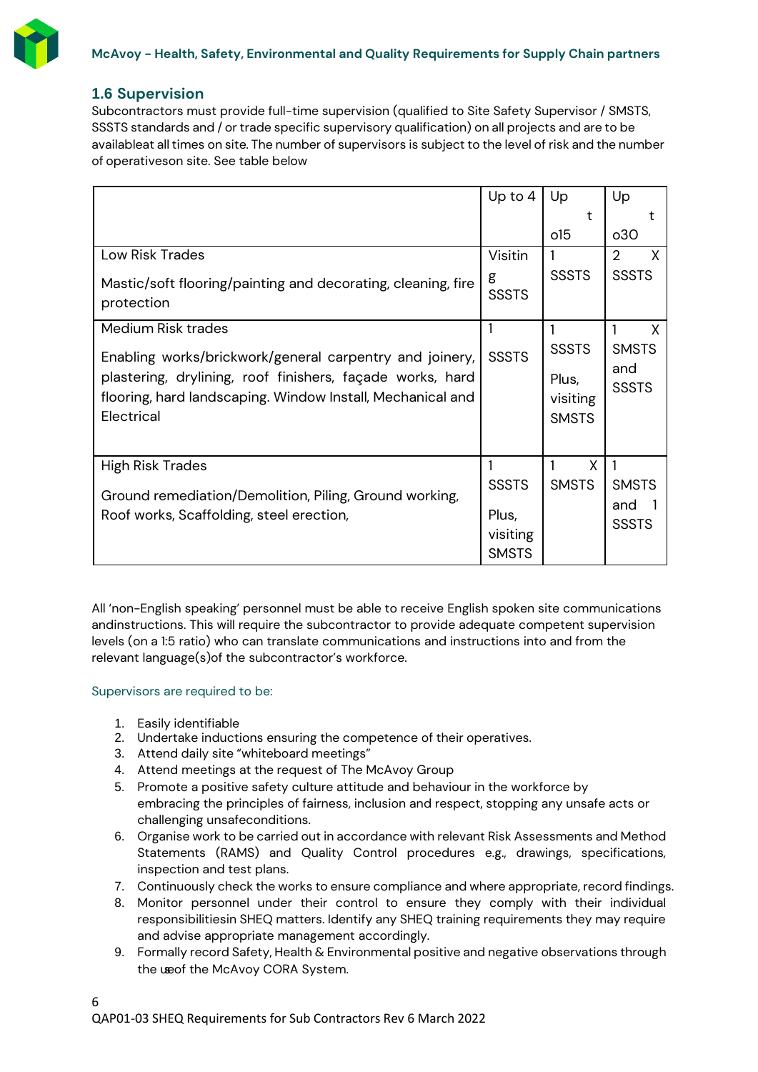## 1.6 Supervision

Subcontractors must provide full-time supervision (qualified to Site Safety Supervisor / SMSTS, SSSTS standards and / or trade specific supervisory qualification) on all projects and are to be availableat all times on site. The number of supervisors is subject to the level of risk and the number of operativeson site. See table below

| | Up to 4 | Up to15 | Up to30 |
|---|---|---|---|
| Low Risk Trades<br><br>Mastic/soft flooring/painting and decorating, cleaning, fire protection | Visiting SSSTS | 1 SSSTS | 2 X SSSTS |
| Medium Risk trades<br><br>Enabling works/brickwork/general carpentry and joinery, plastering, drylining, roof finishers, façade works, hard flooring, hard landscaping. Window Install, Mechanical and Electrical | 1 SSSTS | 1 SSSTS<br><br>Plus, visiting SMSTS | 1 X SMSTS and SSSTS |
| High Risk Trades<br><br>Ground remediation/Demolition, Piling, Ground working, Roof works, Scaffolding, steel erection, | 1 SSSTS<br><br>Plus, visiting SMSTS | 1 X SMSTS | 1 SMSTS and 1 SSSTS |

All 'non-English speaking' personnel must be able to receive English spoken site communications andinstructions. This will require the subcontractor to provide adequate competent supervision levels (on a 1:5 ratio) who can translate communications and instructions into and from the relevant language(s)of the subcontractor's workforce.

Supervisors are required to be:

1. Easily identifiable
2. Undertake inductions ensuring the competence of their operatives.
3. Attend daily site "whiteboard meetings"
4. Attend meetings at the request of The McAvoy Group
5. Promote a positive safety culture attitude and behaviour in the workforce by embracing the principles of fairness, inclusion and respect, stopping any unsafe acts or challenging unsafeconditions.
6. Organise work to be carried out in accordance with relevant Risk Assessments and Method Statements (RAMS) and Quality Control procedures e.g., drawings, specifications, inspection and test plans.
7. Continuously check the works to ensure compliance and where appropriate, record findings.
8. Monitor personnel under their control to ensure they comply with their individual responsibilitiesin SHEQ matters. Identify any SHEQ training requirements they may require and advise appropriate management accordingly.
9. Formally record Safety, Health & Environmental positive and negative observations through the useof the McAvoy CORA System.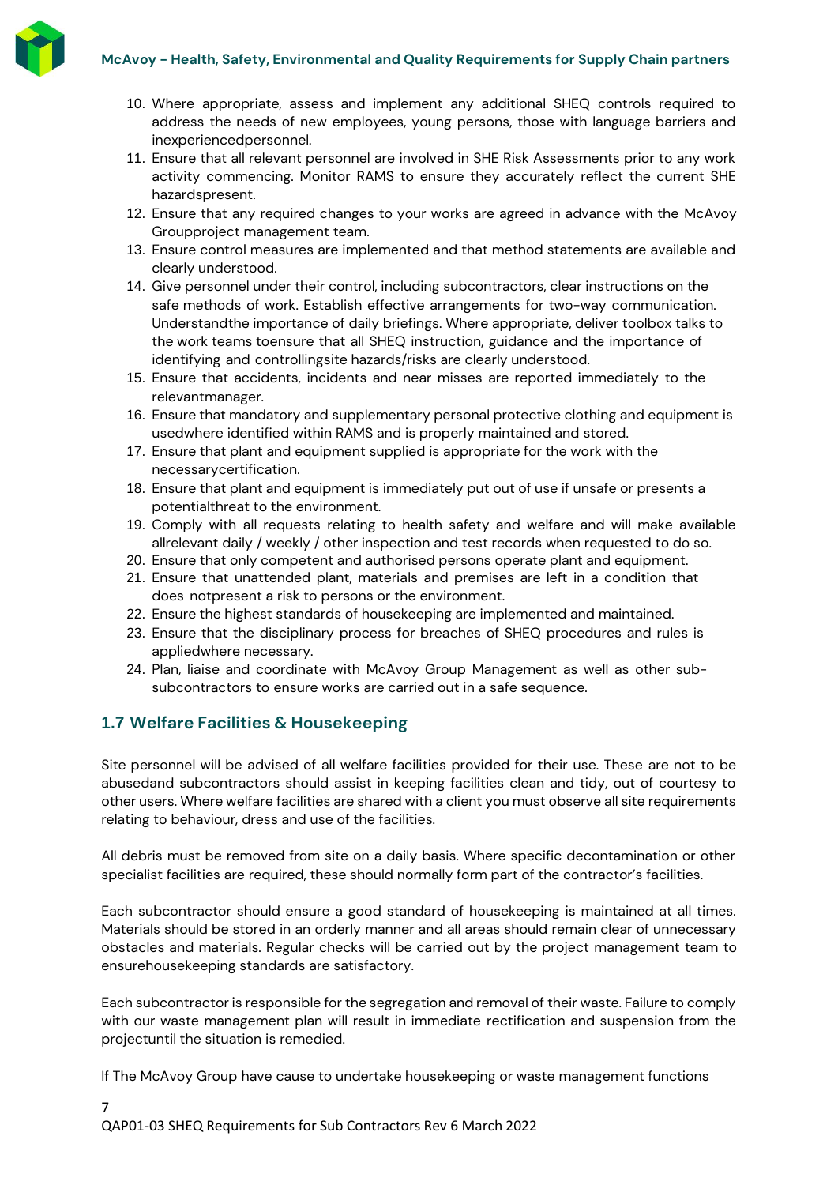10. Where appropriate, assess and implement any additional SHEQ controls required to address the needs of new employees, young persons, those with language barriers and inexperiencedpersonnel.
11. Ensure that all relevant personnel are involved in SHE Risk Assessments prior to any work activity commencing. Monitor RAMS to ensure they accurately reflect the current SHE hazardspresent.
12. Ensure that any required changes to your works are agreed in advance with the McAvoy Groupproject management team.
13. Ensure control measures are implemented and that method statements are available and clearly understood.
14. Give personnel under their control, including subcontractors, clear instructions on the safe methods of work. Establish effective arrangements for two-way communication. Understandthe importance of daily briefings. Where appropriate, deliver toolbox talks to the work teams toensure that all SHEQ instruction, guidance and the importance of identifying and controllingsite hazards/risks are clearly understood.
15. Ensure that accidents, incidents and near misses are reported immediately to the relevantmanager.
16. Ensure that mandatory and supplementary personal protective clothing and equipment is usedwhere identified within RAMS and is properly maintained and stored.
17. Ensure that plant and equipment supplied is appropriate for the work with the necessarycertification.
18. Ensure that plant and equipment is immediately put out of use if unsafe or presents a potentialthreat to the environment.
19. Comply with all requests relating to health safety and welfare and will make available allrelevant daily / weekly / other inspection and test records when requested to do so.
20. Ensure that only competent and authorised persons operate plant and equipment.
21. Ensure that unattended plant, materials and premises are left in a condition that does notpresent a risk to persons or the environment.
22. Ensure the highest standards of housekeeping are implemented and maintained.
23. Ensure that the disciplinary process for breaches of SHEQ procedures and rules is appliedwhere necessary.
24. Plan, liaise and coordinate with McAvoy Group Management as well as other sub-subcontractors to ensure works are carried out in a safe sequence.

## 1.7 Welfare Facilities & Housekeeping

Site personnel will be advised of all welfare facilities provided for their use. These are not to be abusedand subcontractors should assist in keeping facilities clean and tidy, out of courtesy to other users. Where welfare facilities are shared with a client you must observe all site requirements relating to behaviour, dress and use of the facilities.

All debris must be removed from site on a daily basis. Where specific decontamination or other specialist facilities are required, these should normally form part of the contractor's facilities.

Each subcontractor should ensure a good standard of housekeeping is maintained at all times. Materials should be stored in an orderly manner and all areas should remain clear of unnecessary obstacles and materials. Regular checks will be carried out by the project management team to ensurehousekeeping standards are satisfactory.

Each subcontractor is responsible for the segregation and removal of their waste. Failure to comply with our waste management plan will result in immediate rectification and suspension from the projectuntil the situation is remedied.

If The McAvoy Group have cause to undertake housekeeping or waste management functions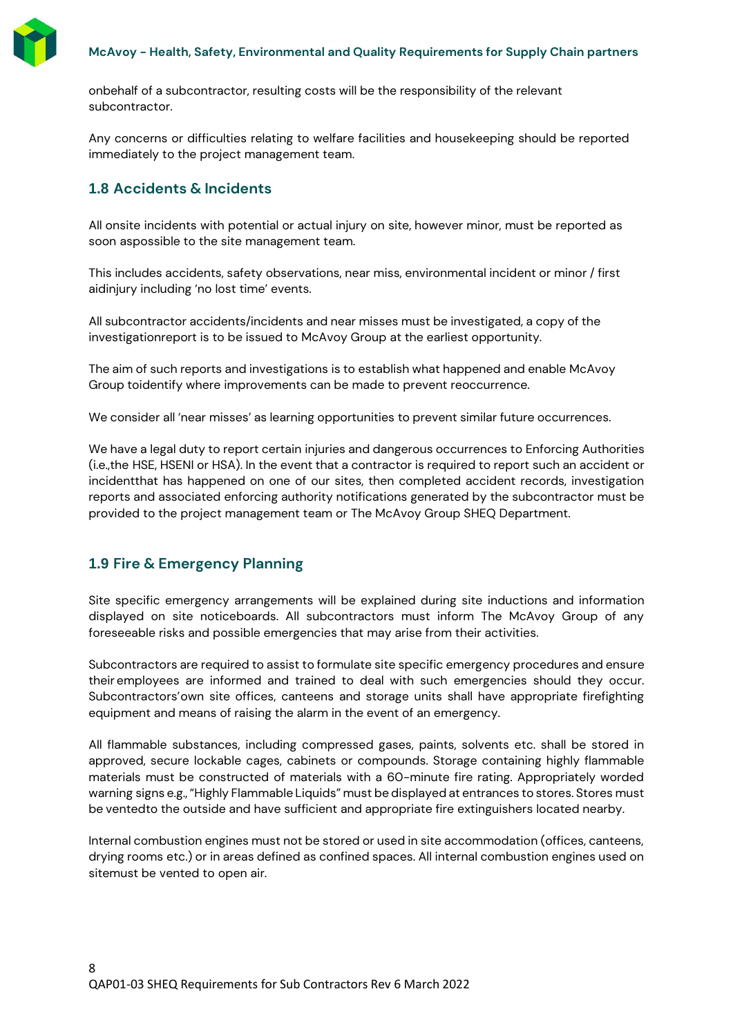onbehalf of a subcontractor, resulting costs will be the responsibility of the relevant subcontractor.

Any concerns or difficulties relating to welfare facilities and housekeeping should be reported immediately to the project management team.

## 1.8 Accidents & Incidents

All onsite incidents with potential or actual injury on site, however minor, must be reported as soon aspossible to the site management team.

This includes accidents, safety observations, near miss, environmental incident or minor / first aidinjury including 'no lost time' events.

All subcontractor accidents/incidents and near misses must be investigated, a copy of the investigationreport is to be issued to McAvoy Group at the earliest opportunity.

The aim of such reports and investigations is to establish what happened and enable McAvoy Group toidentify where improvements can be made to prevent reoccurrence.

We consider all 'near misses' as learning opportunities to prevent similar future occurrences.

We have a legal duty to report certain injuries and dangerous occurrences to Enforcing Authorities (i.e.,the HSE, HSENI or HSA). In the event that a contractor is required to report such an accident or incidentthat has happened on one of our sites, then completed accident records, investigation reports and associated enforcing authority notifications generated by the subcontractor must be provided to the project management team or The McAvoy Group SHEQ Department.

## 1.9 Fire & Emergency Planning

Site specific emergency arrangements will be explained during site inductions and information displayed on site noticeboards. All subcontractors must inform The McAvoy Group of any foreseeable risks and possible emergencies that may arise from their activities.

Subcontractors are required to assist to formulate site specific emergency procedures and ensure their employees are informed and trained to deal with such emergencies should they occur. Subcontractors'own site offices, canteens and storage units shall have appropriate firefighting equipment and means of raising the alarm in the event of an emergency.

All flammable substances, including compressed gases, paints, solvents etc. shall be stored in approved, secure lockable cages, cabinets or compounds. Storage containing highly flammable materials must be constructed of materials with a 60-minute fire rating. Appropriately worded warning signs e.g., "Highly Flammable Liquids" must be displayed at entrances to stores. Stores must be ventedto the outside and have sufficient and appropriate fire extinguishers located nearby.

Internal combustion engines must not be stored or used in site accommodation (offices, canteens, drying rooms etc.) or in areas defined as confined spaces. All internal combustion engines used on sitemust be vented to open air.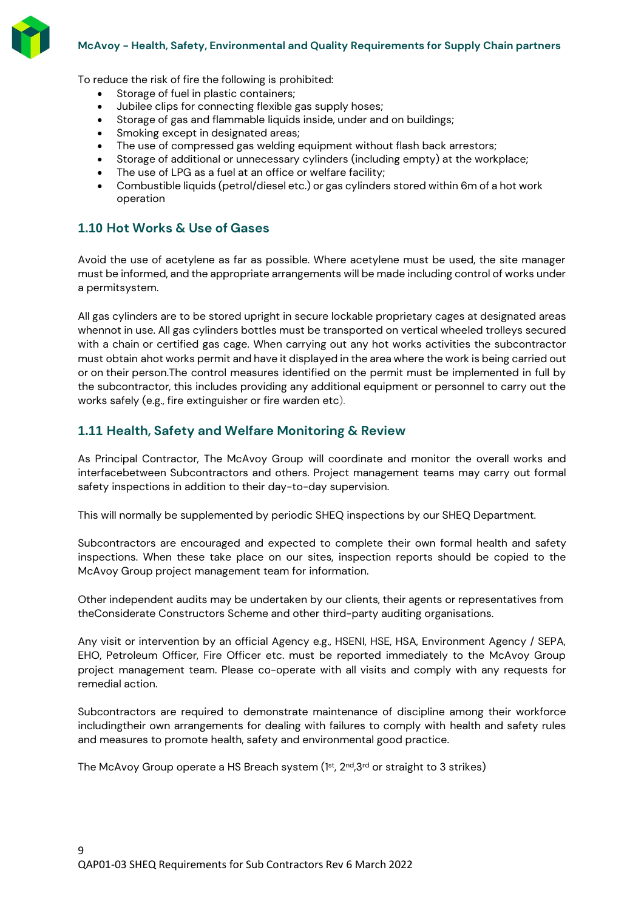To reduce the risk of fire the following is prohibited:

- Storage of fuel in plastic containers;
- Jubilee clips for connecting flexible gas supply hoses;
- Storage of gas and flammable liquids inside, under and on buildings;
- Smoking except in designated areas;
- The use of compressed gas welding equipment without flash back arrestors;
- Storage of additional or unnecessary cylinders (including empty) at the workplace;
- The use of LPG as a fuel at an office or welfare facility;
- Combustible liquids (petrol/diesel etc.) or gas cylinders stored within 6m of a hot work operation

## 1.10 Hot Works & Use of Gases

Avoid the use of acetylene as far as possible. Where acetylene must be used, the site manager must be informed, and the appropriate arrangements will be made including control of works under a permitsystem.

All gas cylinders are to be stored upright in secure lockable proprietary cages at designated areas whennot in use. All gas cylinders bottles must be transported on vertical wheeled trolleys secured with a chain or certified gas cage. When carrying out any hot works activities the subcontractor must obtain ahot works permit and have it displayed in the area where the work is being carried out or on their person.The control measures identified on the permit must be implemented in full by the subcontractor, this includes providing any additional equipment or personnel to carry out the works safely (e.g., fire extinguisher or fire warden etc).

## 1.11 Health, Safety and Welfare Monitoring & Review

As Principal Contractor, The McAvoy Group will coordinate and monitor the overall works and interfacebetween Subcontractors and others. Project management teams may carry out formal safety inspections in addition to their day-to-day supervision.

This will normally be supplemented by periodic SHEQ inspections by our SHEQ Department.

Subcontractors are encouraged and expected to complete their own formal health and safety inspections. When these take place on our sites, inspection reports should be copied to the McAvoy Group project management team for information.

Other independent audits may be undertaken by our clients, their agents or representatives from theConsiderate Constructors Scheme and other third-party auditing organisations.

Any visit or intervention by an official Agency e.g., HSENI, HSE, HSA, Environment Agency / SEPA, EHO, Petroleum Officer, Fire Officer etc. must be reported immediately to the McAvoy Group project management team. Please co-operate with all visits and comply with any requests for remedial action.

Subcontractors are required to demonstrate maintenance of discipline among their workforce includingtheir own arrangements for dealing with failures to comply with health and safety rules and measures to promote health, safety and environmental good practice.

The McAvoy Group operate a HS Breach system (1st, 2nd,3rd or straight to 3 strikes)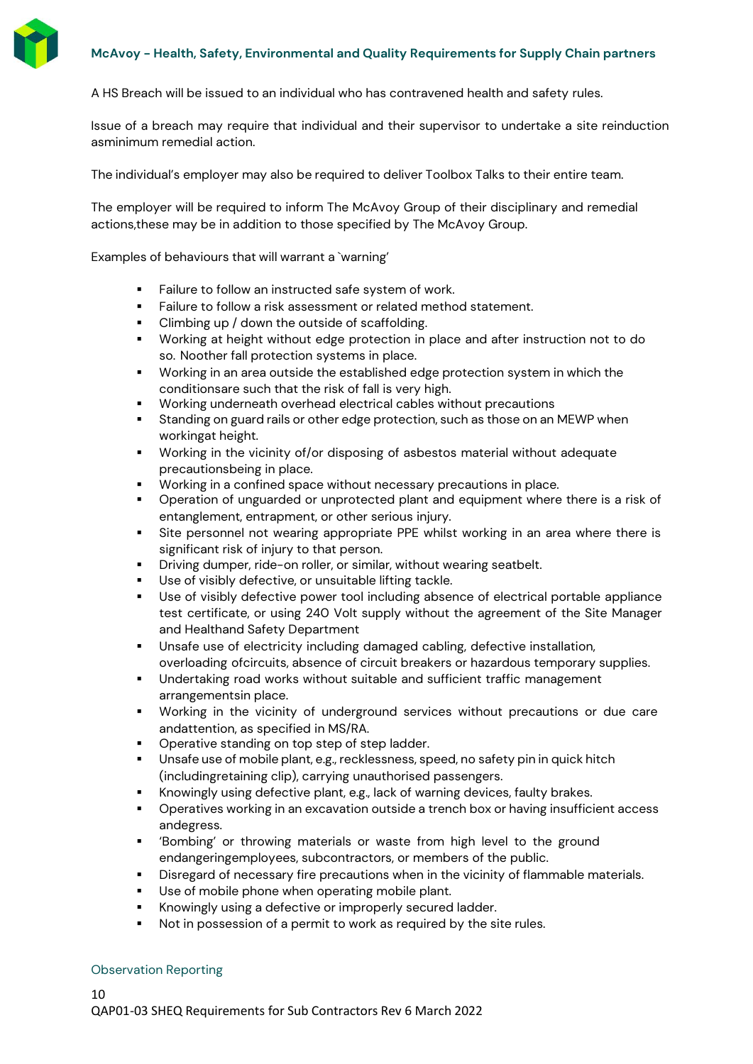A HS Breach will be issued to an individual who has contravened health and safety rules.

Issue of a breach may require that individual and their supervisor to undertake a site reinduction asminimum remedial action.

The individual's employer may also be required to deliver Toolbox Talks to their entire team.

The employer will be required to inform The McAvoy Group of their disciplinary and remedial actions,these may be in addition to those specified by The McAvoy Group.

Examples of behaviours that will warrant a `warning'

- Failure to follow an instructed safe system of work.
- Failure to follow a risk assessment or related method statement.
- Climbing up / down the outside of scaffolding.
- Working at height without edge protection in place and after instruction not to do so. Noother fall protection systems in place.
- Working in an area outside the established edge protection system in which the conditionsare such that the risk of fall is very high.
- Working underneath overhead electrical cables without precautions
- Standing on guard rails or other edge protection, such as those on an MEWP when workingat height.
- Working in the vicinity of/or disposing of asbestos material without adequate precautionsbeing in place.
- Working in a confined space without necessary precautions in place.
- Operation of unguarded or unprotected plant and equipment where there is a risk of entanglement, entrapment, or other serious injury.
- Site personnel not wearing appropriate PPE whilst working in an area where there is significant risk of injury to that person.
- Driving dumper, ride-on roller, or similar, without wearing seatbelt.
- Use of visibly defective, or unsuitable lifting tackle.
- Use of visibly defective power tool including absence of electrical portable appliance test certificate, or using 240 Volt supply without the agreement of the Site Manager and Healthand Safety Department
- Unsafe use of electricity including damaged cabling, defective installation, overloading ofcircuits, absence of circuit breakers or hazardous temporary supplies.
- Undertaking road works without suitable and sufficient traffic management arrangementsin place.
- Working in the vicinity of underground services without precautions or due care andattention, as specified in MS/RA.
- Operative standing on top step of step ladder.
- Unsafe use of mobile plant, e.g., recklessness, speed, no safety pin in quick hitch (includingretaining clip), carrying unauthorised passengers.
- Knowingly using defective plant, e.g., lack of warning devices, faulty brakes.
- Operatives working in an excavation outside a trench box or having insufficient access andegress.
- 'Bombing' or throwing materials or waste from high level to the ground endangeringemployees, subcontractors, or members of the public.
- Disregard of necessary fire precautions when in the vicinity of flammable materials.
- Use of mobile phone when operating mobile plant.
- Knowingly using a defective or improperly secured ladder.
- Not in possession of a permit to work as required by the site rules.

## Observation Reporting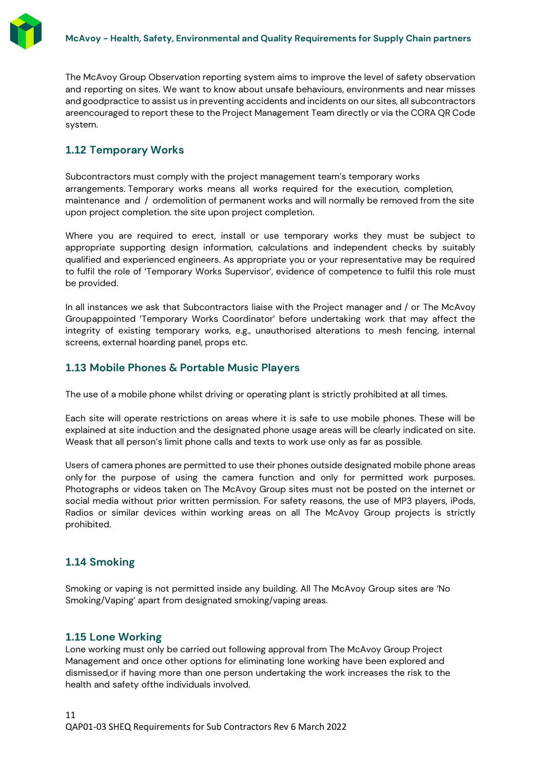The McAvoy Group Observation reporting system aims to improve the level of safety observation and reporting on sites. We want to know about unsafe behaviours, environments and near misses and goodpractice to assist us in preventing accidents and incidents on our sites, all subcontractors areencouraged to report these to the Project Management Team directly or via the CORA QR Code system.

## 1.12 Temporary Works

Subcontractors must comply with the project management team's temporary works arrangements. Temporary works means all works required for the execution, completion, maintenance and / ordemolition of permanent works and will normally be removed from the site upon project completion. the site upon project completion.

Where you are required to erect, install or use temporary works they must be subject to appropriate supporting design information, calculations and independent checks by suitably qualified and experienced engineers. As appropriate you or your representative may be required to fulfil the role of 'Temporary Works Supervisor', evidence of competence to fulfil this role must be provided.

In all instances we ask that Subcontractors liaise with the Project manager and / or The McAvoy Groupappointed 'Temporary Works Coordinator' before undertaking work that may affect the integrity of existing temporary works, e.g., unauthorised alterations to mesh fencing, internal screens, external hoarding panel, props etc.

## 1.13 Mobile Phones & Portable Music Players

The use of a mobile phone whilst driving or operating plant is strictly prohibited at all times.

Each site will operate restrictions on areas where it is safe to use mobile phones. These will be explained at site induction and the designated phone usage areas will be clearly indicated on site. Weask that all person's limit phone calls and texts to work use only as far as possible.

Users of camera phones are permitted to use their phones outside designated mobile phone areas only for the purpose of using the camera function and only for permitted work purposes. Photographs or videos taken on The McAvoy Group sites must not be posted on the internet or social media without prior written permission. For safety reasons, the use of MP3 players, iPods, Radios or similar devices within working areas on all The McAvoy Group projects is strictly prohibited.

## 1.14 Smoking

Smoking or vaping is not permitted inside any building. All The McAvoy Group sites are 'No Smoking/Vaping' apart from designated smoking/vaping areas.

## 1.15 Lone Working

Lone working must only be carried out following approval from The McAvoy Group Project Management and once other options for eliminating lone working have been explored and dismissed,or if having more than one person undertaking the work increases the risk to the health and safety ofthe individuals involved.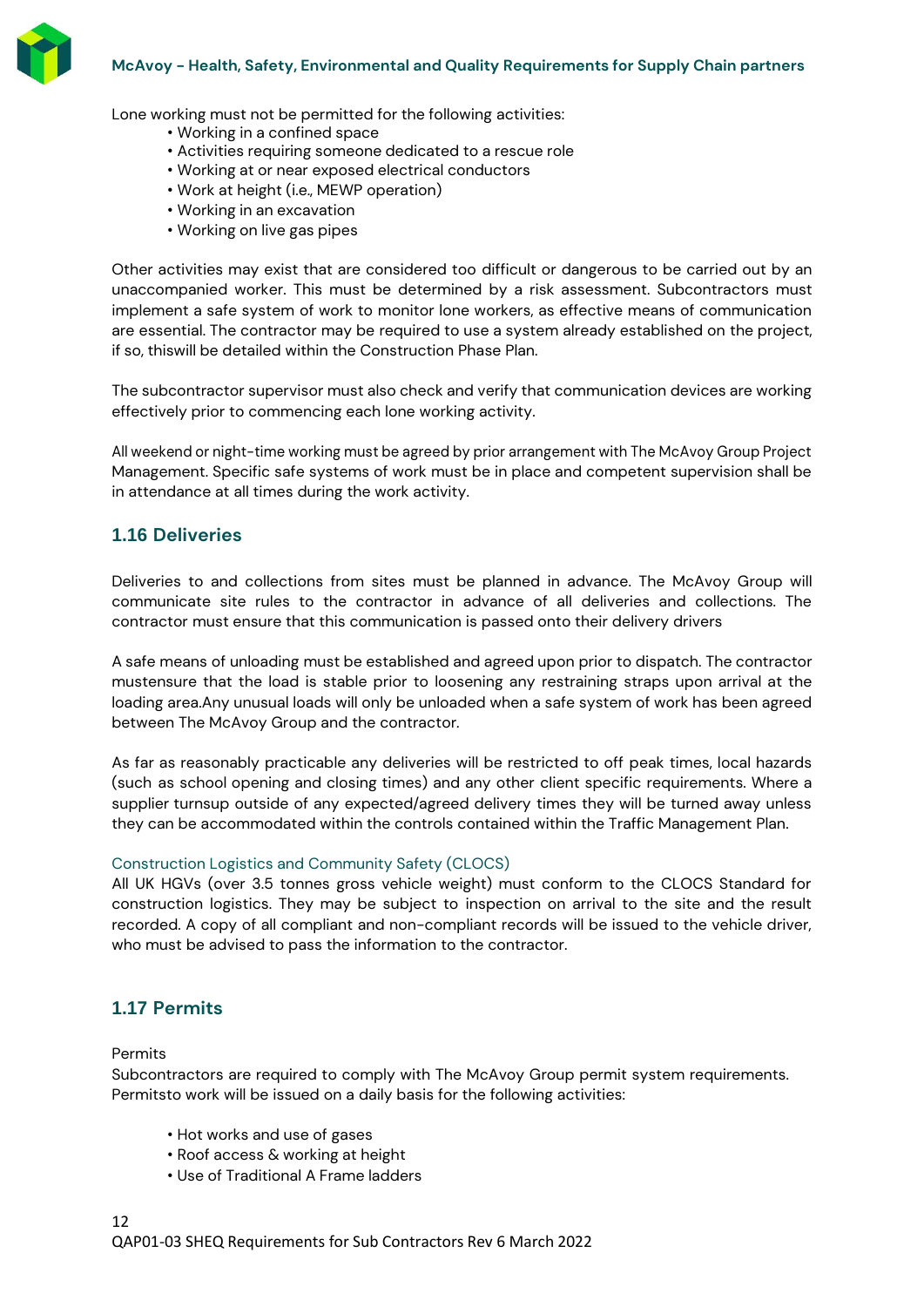Lone working must not be permitted for the following activities:

- Working in a confined space
- Activities requiring someone dedicated to a rescue role
- Working at or near exposed electrical conductors
- Work at height (i.e., MEWP operation)
- Working in an excavation
- Working on live gas pipes

Other activities may exist that are considered too difficult or dangerous to be carried out by an unaccompanied worker. This must be determined by a risk assessment. Subcontractors must implement a safe system of work to monitor lone workers, as effective means of communication are essential. The contractor may be required to use a system already established on the project, if so, thiswill be detailed within the Construction Phase Plan.

The subcontractor supervisor must also check and verify that communication devices are working effectively prior to commencing each lone working activity.

All weekend or night-time working must be agreed by prior arrangement with The McAvoy Group Project Management. Specific safe systems of work must be in place and competent supervision shall be in attendance at all times during the work activity.

## 1.16 Deliveries

Deliveries to and collections from sites must be planned in advance. The McAvoy Group will communicate site rules to the contractor in advance of all deliveries and collections. The contractor must ensure that this communication is passed onto their delivery drivers

A safe means of unloading must be established and agreed upon prior to dispatch. The contractor mustensure that the load is stable prior to loosening any restraining straps upon arrival at the loading area.Any unusual loads will only be unloaded when a safe system of work has been agreed between The McAvoy Group and the contractor.

As far as reasonably practicable any deliveries will be restricted to off peak times, local hazards (such as school opening and closing times) and any other client specific requirements. Where a supplier turnsup outside of any expected/agreed delivery times they will be turned away unless they can be accommodated within the controls contained within the Traffic Management Plan.

### Construction Logistics and Community Safety (CLOCS)

All UK HGVs (over 3.5 tonnes gross vehicle weight) must conform to the CLOCS Standard for construction logistics. They may be subject to inspection on arrival to the site and the result recorded. A copy of all compliant and non-compliant records will be issued to the vehicle driver, who must be advised to pass the information to the contractor.

## 1.17 Permits

Permits

Subcontractors are required to comply with The McAvoy Group permit system requirements. Permitsto work will be issued on a daily basis for the following activities:

- Hot works and use of gases
- Roof access & working at height
- Use of Traditional A Frame ladders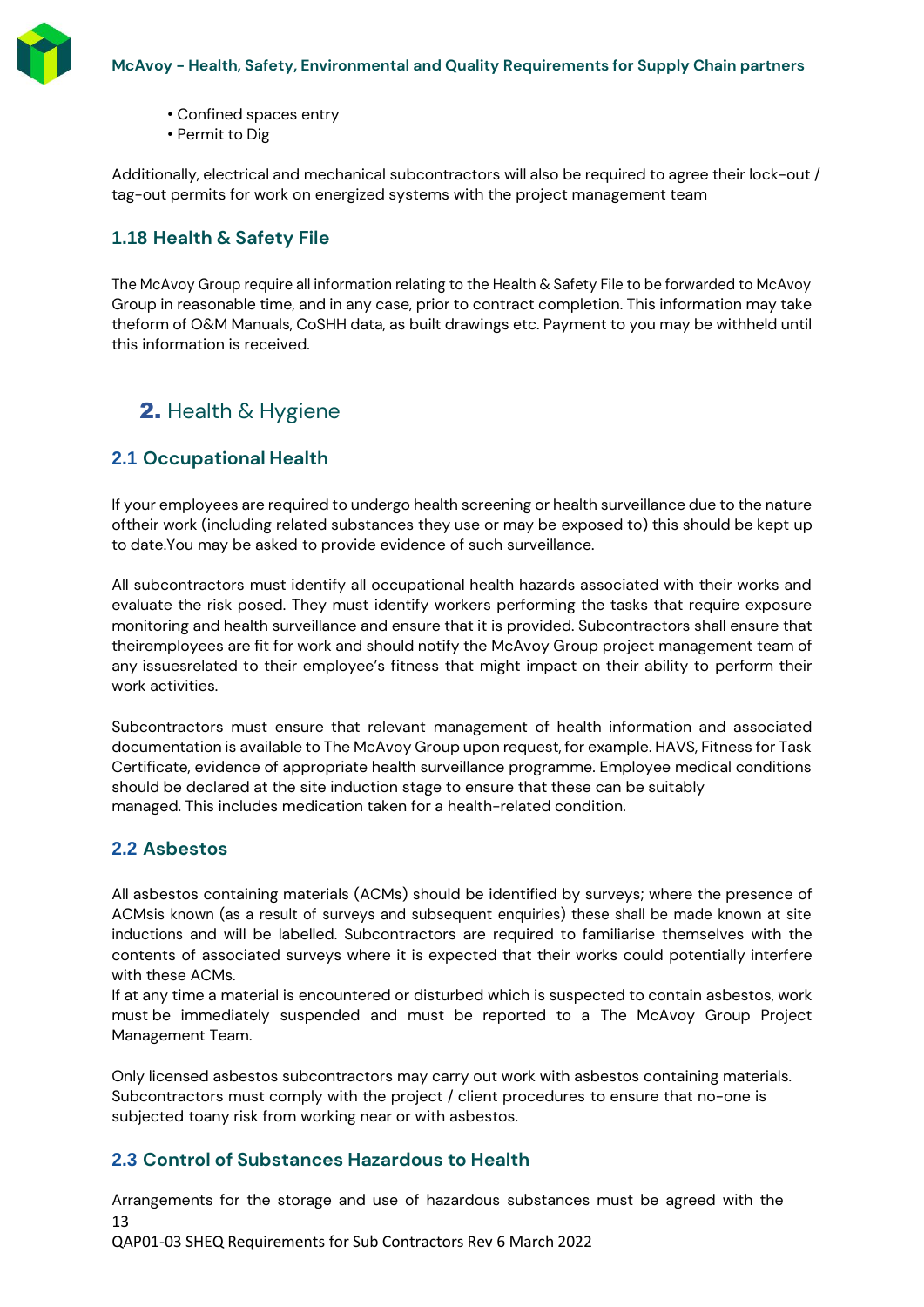- Confined spaces entry
- Permit to Dig

Additionally, electrical and mechanical subcontractors will also be required to agree their lock-out / tag-out permits for work on energized systems with the project management team

### 1.18 Health & Safety File

The McAvoy Group require all information relating to the Health & Safety File to be forwarded to McAvoy Group in reasonable time, and in any case, prior to contract completion. This information may take theform of O&M Manuals, CoSHH data, as built drawings etc. Payment to you may be withheld until this information is received.

## 2. Health & Hygiene

### 2.1 Occupational Health

If your employees are required to undergo health screening or health surveillance due to the nature oftheir work (including related substances they use or may be exposed to) this should be kept up to date.You may be asked to provide evidence of such surveillance.

All subcontractors must identify all occupational health hazards associated with their works and evaluate the risk posed. They must identify workers performing the tasks that require exposure monitoring and health surveillance and ensure that it is provided. Subcontractors shall ensure that theiremployees are fit for work and should notify the McAvoy Group project management team of any issuesrelated to their employee's fitness that might impact on their ability to perform their work activities.

Subcontractors must ensure that relevant management of health information and associated documentation is available to The McAvoy Group upon request, for example. HAVS, Fitness for Task Certificate, evidence of appropriate health surveillance programme. Employee medical conditions should be declared at the site induction stage to ensure that these can be suitably managed. This includes medication taken for a health-related condition.

### 2.2 Asbestos

All asbestos containing materials (ACMs) should be identified by surveys; where the presence of ACMsis known (as a result of surveys and subsequent enquiries) these shall be made known at site inductions and will be labelled. Subcontractors are required to familiarise themselves with the contents of associated surveys where it is expected that their works could potentially interfere with these ACMs.
If at any time a material is encountered or disturbed which is suspected to contain asbestos, work must be immediately suspended and must be reported to a The McAvoy Group Project Management Team.

Only licensed asbestos subcontractors may carry out work with asbestos containing materials. Subcontractors must comply with the project / client procedures to ensure that no-one is subjected toany risk from working near or with asbestos.

### 2.3 Control of Substances Hazardous to Health

Arrangements for the storage and use of hazardous substances must be agreed with the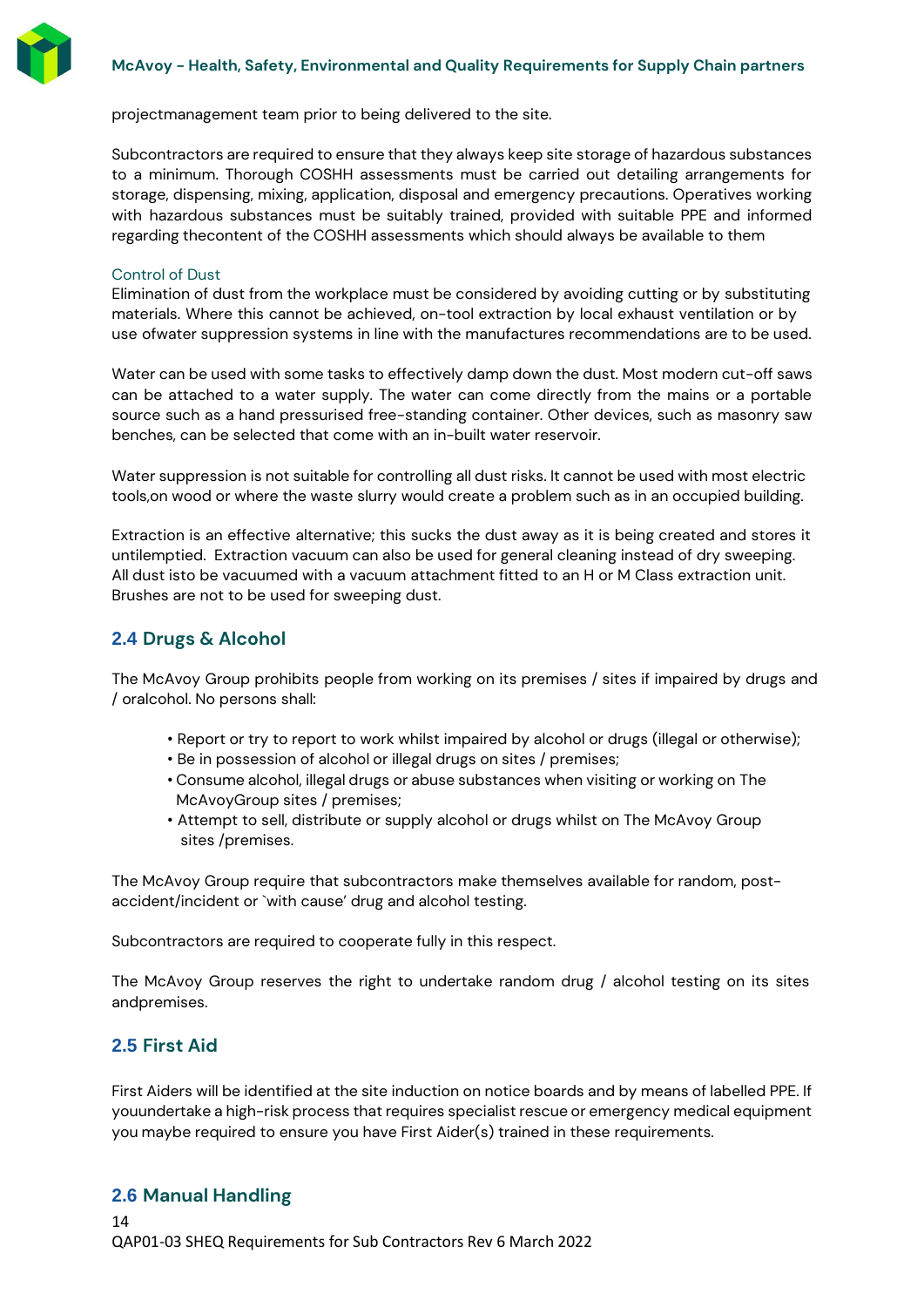projectmanagement team prior to being delivered to the site.

Subcontractors are required to ensure that they always keep site storage of hazardous substances to a minimum. Thorough COSHH assessments must be carried out detailing arrangements for storage, dispensing, mixing, application, disposal and emergency precautions. Operatives working with hazardous substances must be suitably trained, provided with suitable PPE and informed regarding thecontent of the COSHH assessments which should always be available to them

### Control of Dust

Elimination of dust from the workplace must be considered by avoiding cutting or by substituting materials. Where this cannot be achieved, on-tool extraction by local exhaust ventilation or by use ofwater suppression systems in line with the manufactures recommendations are to be used.

Water can be used with some tasks to effectively damp down the dust. Most modern cut-off saws can be attached to a water supply. The water can come directly from the mains or a portable source such as a hand pressurised free-standing container. Other devices, such as masonry saw benches, can be selected that come with an in-built water reservoir.

Water suppression is not suitable for controlling all dust risks. It cannot be used with most electric tools,on wood or where the waste slurry would create a problem such as in an occupied building.

Extraction is an effective alternative; this sucks the dust away as it is being created and stores it untilemptied. Extraction vacuum can also be used for general cleaning instead of dry sweeping. All dust isto be vacuumed with a vacuum attachment fitted to an H or M Class extraction unit. Brushes are not to be used for sweeping dust.

## 2.4 Drugs & Alcohol

The McAvoy Group prohibits people from working on its premises / sites if impaired by drugs and / oralcohol. No persons shall:

- Report or try to report to work whilst impaired by alcohol or drugs (illegal or otherwise);
- Be in possession of alcohol or illegal drugs on sites / premises;
- Consume alcohol, illegal drugs or abuse substances when visiting or working on The McAvoyGroup sites / premises;
- Attempt to sell, distribute or supply alcohol or drugs whilst on The McAvoy Group sites /premises.

The McAvoy Group require that subcontractors make themselves available for random, post-accident/incident or `with cause' drug and alcohol testing.

Subcontractors are required to cooperate fully in this respect.

The McAvoy Group reserves the right to undertake random drug / alcohol testing on its sites andpremises.

## 2.5 First Aid

First Aiders will be identified at the site induction on notice boards and by means of labelled PPE. If youundertake a high-risk process that requires specialist rescue or emergency medical equipment you maybe required to ensure you have First Aider(s) trained in these requirements.

## 2.6 Manual Handling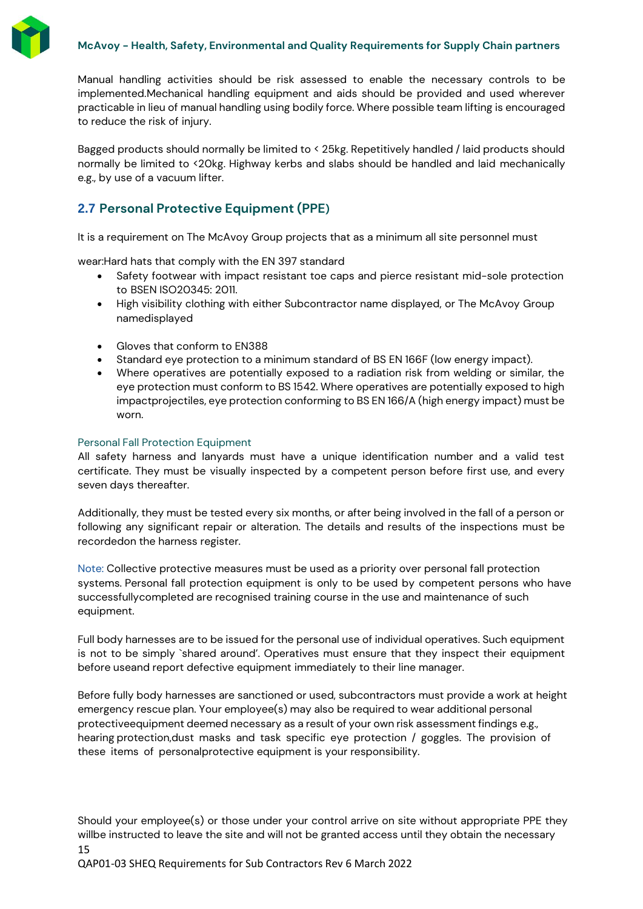Manual handling activities should be risk assessed to enable the necessary controls to be implemented.Mechanical handling equipment and aids should be provided and used wherever practicable in lieu of manual handling using bodily force. Where possible team lifting is encouraged to reduce the risk of injury.

Bagged products should normally be limited to < 25kg. Repetitively handled / laid products should normally be limited to <20kg. Highway kerbs and slabs should be handled and laid mechanically e.g., by use of a vacuum lifter.

## 2.7 Personal Protective Equipment (PPE)

It is a requirement on The McAvoy Group projects that as a minimum all site personnel must

wear:Hard hats that comply with the EN 397 standard

- Safety footwear with impact resistant toe caps and pierce resistant mid-sole protection to BSEN ISO20345: 2011.
- High visibility clothing with either Subcontractor name displayed, or The McAvoy Group namedisplayed
- Gloves that conform to EN388
- Standard eye protection to a minimum standard of BS EN 166F (low energy impact).
- Where operatives are potentially exposed to a radiation risk from welding or similar, the eye protection must conform to BS 1542. Where operatives are potentially exposed to high impactprojectiles, eye protection conforming to BS EN 166/A (high energy impact) must be worn.

### Personal Fall Protection Equipment

All safety harness and lanyards must have a unique identification number and a valid test certificate. They must be visually inspected by a competent person before first use, and every seven days thereafter.

Additionally, they must be tested every six months, or after being involved in the fall of a person or following any significant repair or alteration. The details and results of the inspections must be recordedon the harness register.

Note: Collective protective measures must be used as a priority over personal fall protection systems. Personal fall protection equipment is only to be used by competent persons who have successfullycompleted are recognised training course in the use and maintenance of such equipment.

Full body harnesses are to be issued for the personal use of individual operatives. Such equipment is not to be simply `shared around'. Operatives must ensure that they inspect their equipment before useand report defective equipment immediately to their line manager.

Before fully body harnesses are sanctioned or used, subcontractors must provide a work at height emergency rescue plan. Your employee(s) may also be required to wear additional personal protectiveequipment deemed necessary as a result of your own risk assessment findings e.g., hearing protection,dust masks and task specific eye protection / goggles. The provision of these items of personalprotective equipment is your responsibility.

Should your employee(s) or those under your control arrive on site without appropriate PPE they willbe instructed to leave the site and will not be granted access until they obtain the necessary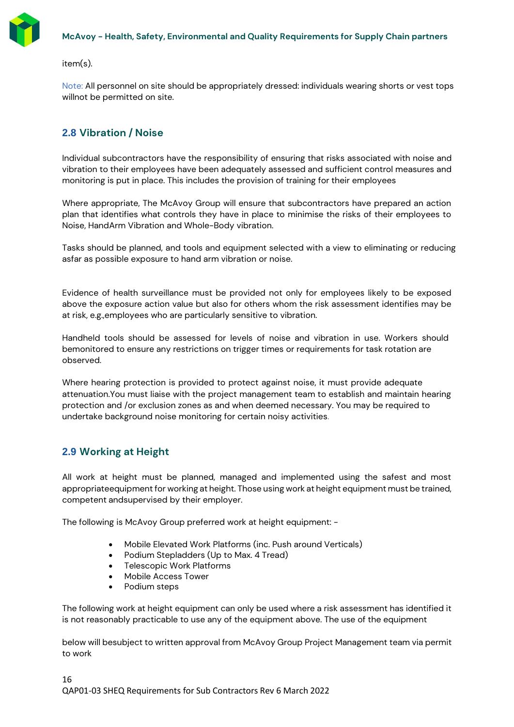item(s).

Note: All personnel on site should be appropriately dressed: individuals wearing shorts or vest tops willnot be permitted on site.

## 2.8 Vibration / Noise

Individual subcontractors have the responsibility of ensuring that risks associated with noise and vibration to their employees have been adequately assessed and sufficient control measures and monitoring is put in place. This includes the provision of training for their employees

Where appropriate, The McAvoy Group will ensure that subcontractors have prepared an action plan that identifies what controls they have in place to minimise the risks of their employees to Noise, HandArm Vibration and Whole-Body vibration.

Tasks should be planned, and tools and equipment selected with a view to eliminating or reducing asfar as possible exposure to hand arm vibration or noise.

Evidence of health surveillance must be provided not only for employees likely to be exposed above the exposure action value but also for others whom the risk assessment identifies may be at risk, e.g.,employees who are particularly sensitive to vibration.

Handheld tools should be assessed for levels of noise and vibration in use. Workers should bemonitored to ensure any restrictions on trigger times or requirements for task rotation are observed.

Where hearing protection is provided to protect against noise, it must provide adequate attenuation.You must liaise with the project management team to establish and maintain hearing protection and /or exclusion zones as and when deemed necessary. You may be required to undertake background noise monitoring for certain noisy activities.

## 2.9 Working at Height

All work at height must be planned, managed and implemented using the safest and most appropriateequipment for working at height. Those using work at height equipment must be trained, competent andsupervised by their employer.

The following is McAvoy Group preferred work at height equipment: -

- Mobile Elevated Work Platforms (inc. Push around Verticals)
- Podium Stepladders (Up to Max. 4 Tread)
- Telescopic Work Platforms
- Mobile Access Tower
- Podium steps

The following work at height equipment can only be used where a risk assessment has identified it is not reasonably practicable to use any of the equipment above. The use of the equipment

below will besubject to written approval from McAvoy Group Project Management team via permit to work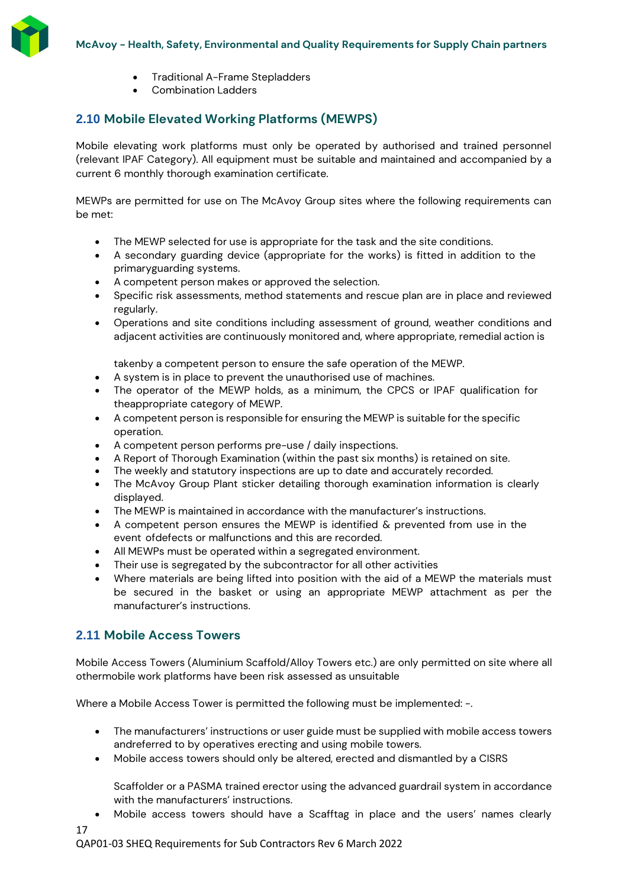- Traditional A-Frame Stepladders
- Combination Ladders

## 2.10 Mobile Elevated Working Platforms (MEWPS)

Mobile elevating work platforms must only be operated by authorised and trained personnel (relevant IPAF Category). All equipment must be suitable and maintained and accompanied by a current 6 monthly thorough examination certificate.

MEWPs are permitted for use on The McAvoy Group sites where the following requirements can be met:

- The MEWP selected for use is appropriate for the task and the site conditions.
- A secondary guarding device (appropriate for the works) is fitted in addition to the primaryguarding systems.
- A competent person makes or approved the selection.
- Specific risk assessments, method statements and rescue plan are in place and reviewed regularly.
- Operations and site conditions including assessment of ground, weather conditions and adjacent activities are continuously monitored and, where appropriate, remedial action is takenby a competent person to ensure the safe operation of the MEWP.
- A system is in place to prevent the unauthorised use of machines.
- The operator of the MEWP holds, as a minimum, the CPCS or IPAF qualification for theappropriate category of MEWP.
- A competent person is responsible for ensuring the MEWP is suitable for the specific operation.
- A competent person performs pre-use / daily inspections.
- A Report of Thorough Examination (within the past six months) is retained on site.
- The weekly and statutory inspections are up to date and accurately recorded.
- The McAvoy Group Plant sticker detailing thorough examination information is clearly displayed.
- The MEWP is maintained in accordance with the manufacturer's instructions.
- A competent person ensures the MEWP is identified & prevented from use in the event ofdefects or malfunctions and this are recorded.
- All MEWPs must be operated within a segregated environment.
- Their use is segregated by the subcontractor for all other activities
- Where materials are being lifted into position with the aid of a MEWP the materials must be secured in the basket or using an appropriate MEWP attachment as per the manufacturer's instructions.

## 2.11 Mobile Access Towers

Mobile Access Towers (Aluminium Scaffold/Alloy Towers etc.) are only permitted on site where all othermobile work platforms have been risk assessed as unsuitable

Where a Mobile Access Tower is permitted the following must be implemented: -.

- The manufacturers' instructions or user guide must be supplied with mobile access towers andreferred to by operatives erecting and using mobile towers.
- Mobile access towers should only be altered, erected and dismantled by a CISRS Scaffolder or a PASMA trained erector using the advanced guardrail system in accordance with the manufacturers' instructions.
- Mobile access towers should have a Scafftag in place and the users' names clearly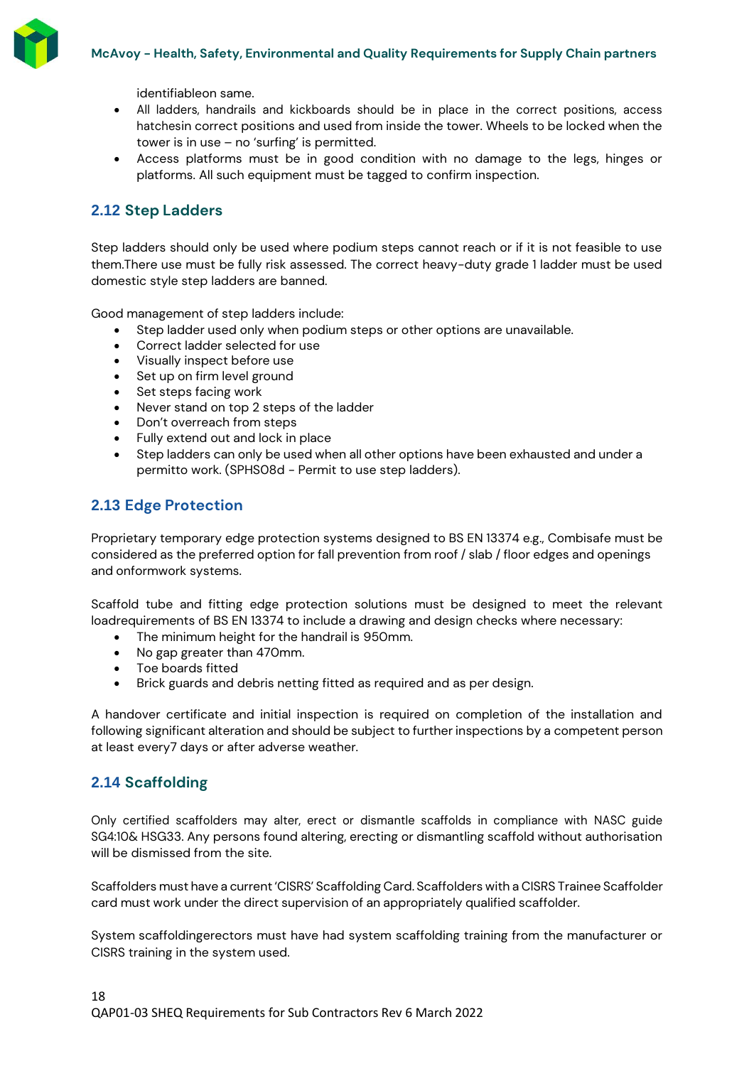identifiableon same.

- All ladders, handrails and kickboards should be in place in the correct positions, access hatchesin correct positions and used from inside the tower. Wheels to be locked when the tower is in use – no 'surfing' is permitted.
- Access platforms must be in good condition with no damage to the legs, hinges or platforms. All such equipment must be tagged to confirm inspection.

## 2.12 Step Ladders

Step ladders should only be used where podium steps cannot reach or if it is not feasible to use them.There use must be fully risk assessed. The correct heavy-duty grade 1 ladder must be used domestic style step ladders are banned.

Good management of step ladders include:

- Step ladder used only when podium steps or other options are unavailable.
- Correct ladder selected for use
- Visually inspect before use
- Set up on firm level ground
- Set steps facing work
- Never stand on top 2 steps of the ladder
- Don't overreach from steps
- Fully extend out and lock in place
- Step ladders can only be used when all other options have been exhausted and under a permitto work. (SPHS08d - Permit to use step ladders).

## 2.13 Edge Protection

Proprietary temporary edge protection systems designed to BS EN 13374 e.g., Combisafe must be considered as the preferred option for fall prevention from roof / slab / floor edges and openings and onformwork systems.

Scaffold tube and fitting edge protection solutions must be designed to meet the relevant loadrequirements of BS EN 13374 to include a drawing and design checks where necessary:

- The minimum height for the handrail is 950mm.
- No gap greater than 470mm.
- Toe boards fitted
- Brick guards and debris netting fitted as required and as per design.

A handover certificate and initial inspection is required on completion of the installation and following significant alteration and should be subject to further inspections by a competent person at least every7 days or after adverse weather.

## 2.14 Scaffolding

Only certified scaffolders may alter, erect or dismantle scaffolds in compliance with NASC guide SG4:10& HSG33. Any persons found altering, erecting or dismantling scaffold without authorisation will be dismissed from the site.

Scaffolders must have a current 'CISRS' Scaffolding Card. Scaffolders with a CISRS Trainee Scaffolder card must work under the direct supervision of an appropriately qualified scaffolder.

System scaffoldingerectors must have had system scaffolding training from the manufacturer or CISRS training in the system used.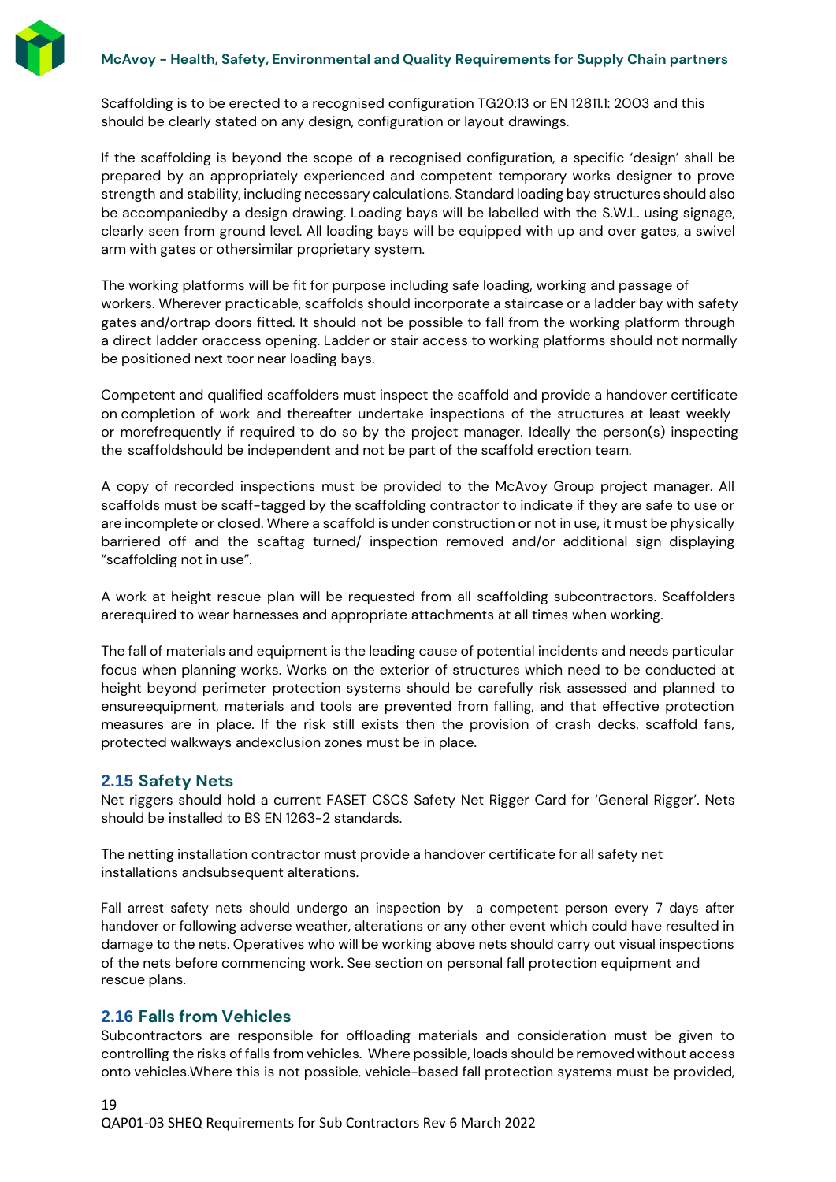Scaffolding is to be erected to a recognised configuration TG20:13 or EN 12811.1: 2003 and this should be clearly stated on any design, configuration or layout drawings.

If the scaffolding is beyond the scope of a recognised configuration, a specific 'design' shall be prepared by an appropriately experienced and competent temporary works designer to prove strength and stability, including necessary calculations. Standard loading bay structures should also be accompaniedby a design drawing. Loading bays will be labelled with the S.W.L. using signage, clearly seen from ground level. All loading bays will be equipped with up and over gates, a swivel arm with gates or othersimilar proprietary system.

The working platforms will be fit for purpose including safe loading, working and passage of workers. Wherever practicable, scaffolds should incorporate a staircase or a ladder bay with safety gates and/ortrap doors fitted. It should not be possible to fall from the working platform through a direct ladder oraccess opening. Ladder or stair access to working platforms should not normally be positioned next toor near loading bays.

Competent and qualified scaffolders must inspect the scaffold and provide a handover certificate on completion of work and thereafter undertake inspections of the structures at least weekly or morefrequently if required to do so by the project manager. Ideally the person(s) inspecting the scaffoldshould be independent and not be part of the scaffold erection team.

A copy of recorded inspections must be provided to the McAvoy Group project manager. All scaffolds must be scaff-tagged by the scaffolding contractor to indicate if they are safe to use or are incomplete or closed. Where a scaffold is under construction or not in use, it must be physically barriered off and the scaftag turned/ inspection removed and/or additional sign displaying "scaffolding not in use".

A work at height rescue plan will be requested from all scaffolding subcontractors. Scaffolders arerequired to wear harnesses and appropriate attachments at all times when working.

The fall of materials and equipment is the leading cause of potential incidents and needs particular focus when planning works. Works on the exterior of structures which need to be conducted at height beyond perimeter protection systems should be carefully risk assessed and planned to ensureequipment, materials and tools are prevented from falling, and that effective protection measures are in place. If the risk still exists then the provision of crash decks, scaffold fans, protected walkways andexclusion zones must be in place.

## 2.15 Safety Nets

Net riggers should hold a current FASET CSCS Safety Net Rigger Card for 'General Rigger'. Nets should be installed to BS EN 1263-2 standards.

The netting installation contractor must provide a handover certificate for all safety net installations andsubsequent alterations.

Fall arrest safety nets should undergo an inspection by a competent person every 7 days after handover or following adverse weather, alterations or any other event which could have resulted in damage to the nets. Operatives who will be working above nets should carry out visual inspections of the nets before commencing work. See section on personal fall protection equipment and rescue plans.

## 2.16 Falls from Vehicles

Subcontractors are responsible for offloading materials and consideration must be given to controlling the risks of falls from vehicles. Where possible, loads should be removed without access onto vehicles.Where this is not possible, vehicle-based fall protection systems must be provided,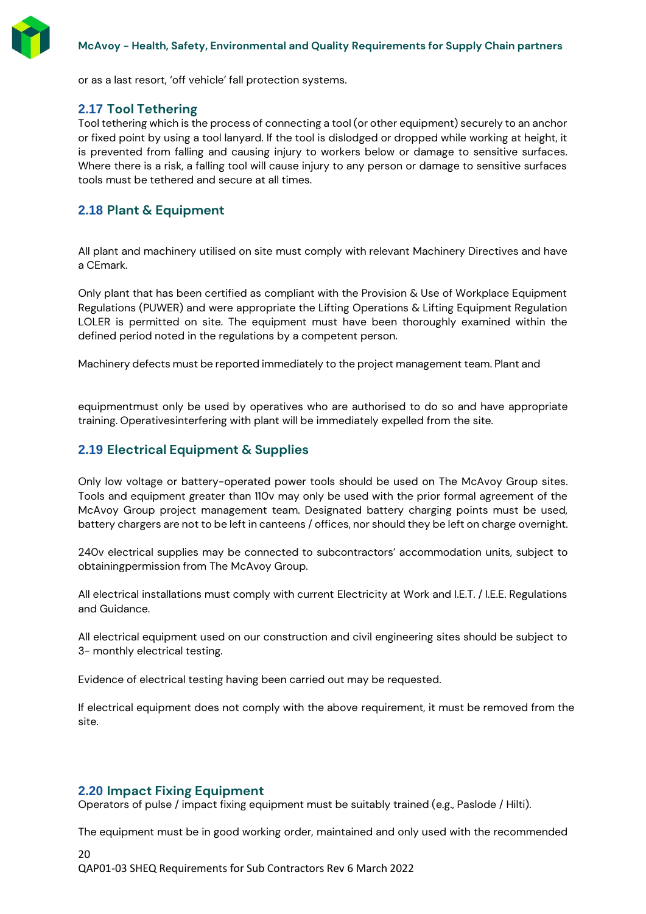or as a last resort, 'off vehicle' fall protection systems.

## 2.17 Tool Tethering

Tool tethering which is the process of connecting a tool (or other equipment) securely to an anchor or fixed point by using a tool lanyard. If the tool is dislodged or dropped while working at height, it is prevented from falling and causing injury to workers below or damage to sensitive surfaces. Where there is a risk, a falling tool will cause injury to any person or damage to sensitive surfaces tools must be tethered and secure at all times.

## 2.18 Plant & Equipment

All plant and machinery utilised on site must comply with relevant Machinery Directives and have a CEmark.

Only plant that has been certified as compliant with the Provision & Use of Workplace Equipment Regulations (PUWER) and were appropriate the Lifting Operations & Lifting Equipment Regulation LOLER is permitted on site. The equipment must have been thoroughly examined within the defined period noted in the regulations by a competent person.

Machinery defects must be reported immediately to the project management team. Plant and

equipmentmust only be used by operatives who are authorised to do so and have appropriate training. Operativesinterfering with plant will be immediately expelled from the site.

## 2.19 Electrical Equipment & Supplies

Only low voltage or battery-operated power tools should be used on The McAvoy Group sites. Tools and equipment greater than 110v may only be used with the prior formal agreement of the McAvoy Group project management team. Designated battery charging points must be used, battery chargers are not to be left in canteens / offices, nor should they be left on charge overnight.

240v electrical supplies may be connected to subcontractors' accommodation units, subject to obtainingpermission from The McAvoy Group.

All electrical installations must comply with current Electricity at Work and I.E.T. / I.E.E. Regulations and Guidance.

All electrical equipment used on our construction and civil engineering sites should be subject to 3- monthly electrical testing.

Evidence of electrical testing having been carried out may be requested.

If electrical equipment does not comply with the above requirement, it must be removed from the site.

## 2.20 Impact Fixing Equipment

Operators of pulse / impact fixing equipment must be suitably trained (e.g., Paslode / Hilti).

The equipment must be in good working order, maintained and only used with the recommended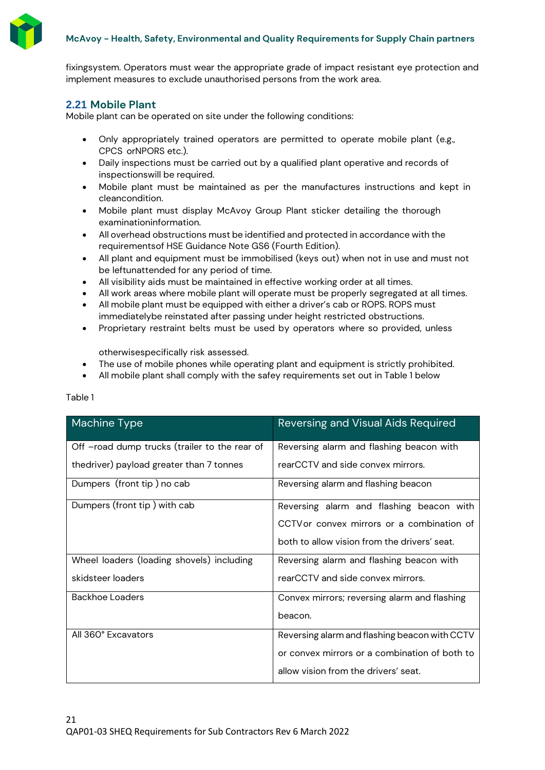fixingsystem. Operators must wear the appropriate grade of impact resistant eye protection and implement measures to exclude unauthorised persons from the work area.

## 2.21 Mobile Plant

Mobile plant can be operated on site under the following conditions:

- Only appropriately trained operators are permitted to operate mobile plant (e.g., CPCS orNPORS etc.).
- Daily inspections must be carried out by a qualified plant operative and records of inspectionswill be required.
- Mobile plant must be maintained as per the manufactures instructions and kept in cleancondition.
- Mobile plant must display McAvoy Group Plant sticker detailing the thorough examinationinformation.
- All overhead obstructions must be identified and protected in accordance with the requirementsof HSE Guidance Note GS6 (Fourth Edition).
- All plant and equipment must be immobilised (keys out) when not in use and must not be leftunattended for any period of time.
- All visibility aids must be maintained in effective working order at all times.
- All work areas where mobile plant will operate must be properly segregated at all times.
- All mobile plant must be equipped with either a driver's cab or ROPS. ROPS must immediatelybe reinstated after passing under height restricted obstructions.
- Proprietary restraint belts must be used by operators where so provided, unless otherwisespecifically risk assessed.
- The use of mobile phones while operating plant and equipment is strictly prohibited.
- All mobile plant shall comply with the safey requirements set out in Table 1 below

Table 1

| Machine Type | Reversing and Visual Aids Required |
|---|---|
| Off –road dump trucks (trailer to the rear of thedriver) payload greater than 7 tonnes | Reversing alarm and flashing beacon with rearCCTV and side convex mirrors. |
| Dumpers (front tip ) no cab | Reversing alarm and flashing beacon |
| Dumpers (front tip ) with cab | Reversing alarm and flashing beacon with CCTVor convex mirrors or a combination of both to allow vision from the drivers' seat. |
| Wheel loaders (loading shovels) including skidsteer loaders | Reversing alarm and flashing beacon with rearCCTV and side convex mirrors. |
| Backhoe Loaders | Convex mirrors; reversing alarm and flashing beacon. |
| All 360° Excavators | Reversing alarm and flashing beacon with CCTV or convex mirrors or a combination of both to allow vision from the drivers' seat. |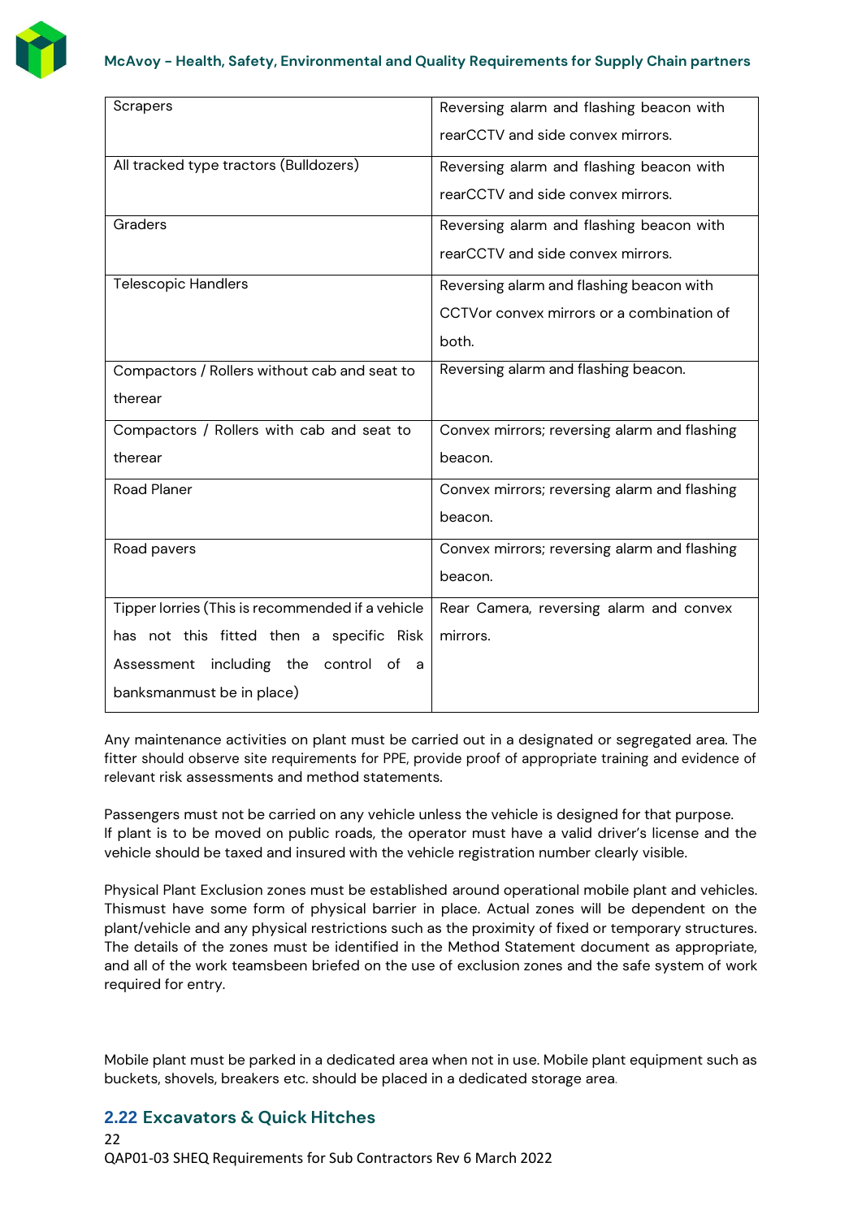| Scrapers | Reversing alarm and flashing beacon with rearCCTV and side convex mirrors. |
|---|---|
| All tracked type tractors (Bulldozers) | Reversing alarm and flashing beacon with rearCCTV and side convex mirrors. |
| Graders | Reversing alarm and flashing beacon with rearCCTV and side convex mirrors. |
| Telescopic Handlers | Reversing alarm and flashing beacon with CCTVor convex mirrors or a combination of both. |
| Compactors / Rollers without cab and seat to therear | Reversing alarm and flashing beacon. |
| Compactors / Rollers with cab and seat to therear | Convex mirrors; reversing alarm and flashing beacon. |
| Road Planer | Convex mirrors; reversing alarm and flashing beacon. |
| Road pavers | Convex mirrors; reversing alarm and flashing beacon. |
| Tipper lorries (This is recommended if a vehicle has not this fitted then a specific Risk Assessment including the control of a banksmanmust be in place) | Rear Camera, reversing alarm and convex mirrors. |

Any maintenance activities on plant must be carried out in a designated or segregated area. The fitter should observe site requirements for PPE, provide proof of appropriate training and evidence of relevant risk assessments and method statements.

Passengers must not be carried on any vehicle unless the vehicle is designed for that purpose.
If plant is to be moved on public roads, the operator must have a valid driver's license and the vehicle should be taxed and insured with the vehicle registration number clearly visible.

Physical Plant Exclusion zones must be established around operational mobile plant and vehicles. Thismust have some form of physical barrier in place. Actual zones will be dependent on the plant/vehicle and any physical restrictions such as the proximity of fixed or temporary structures. The details of the zones must be identified in the Method Statement document as appropriate, and all of the work teamsbeen briefed on the use of exclusion zones and the safe system of work required for entry.

Mobile plant must be parked in a dedicated area when not in use. Mobile plant equipment such as buckets, shovels, breakers etc. should be placed in a dedicated storage area.

## 2.22 Excavators & Quick Hitches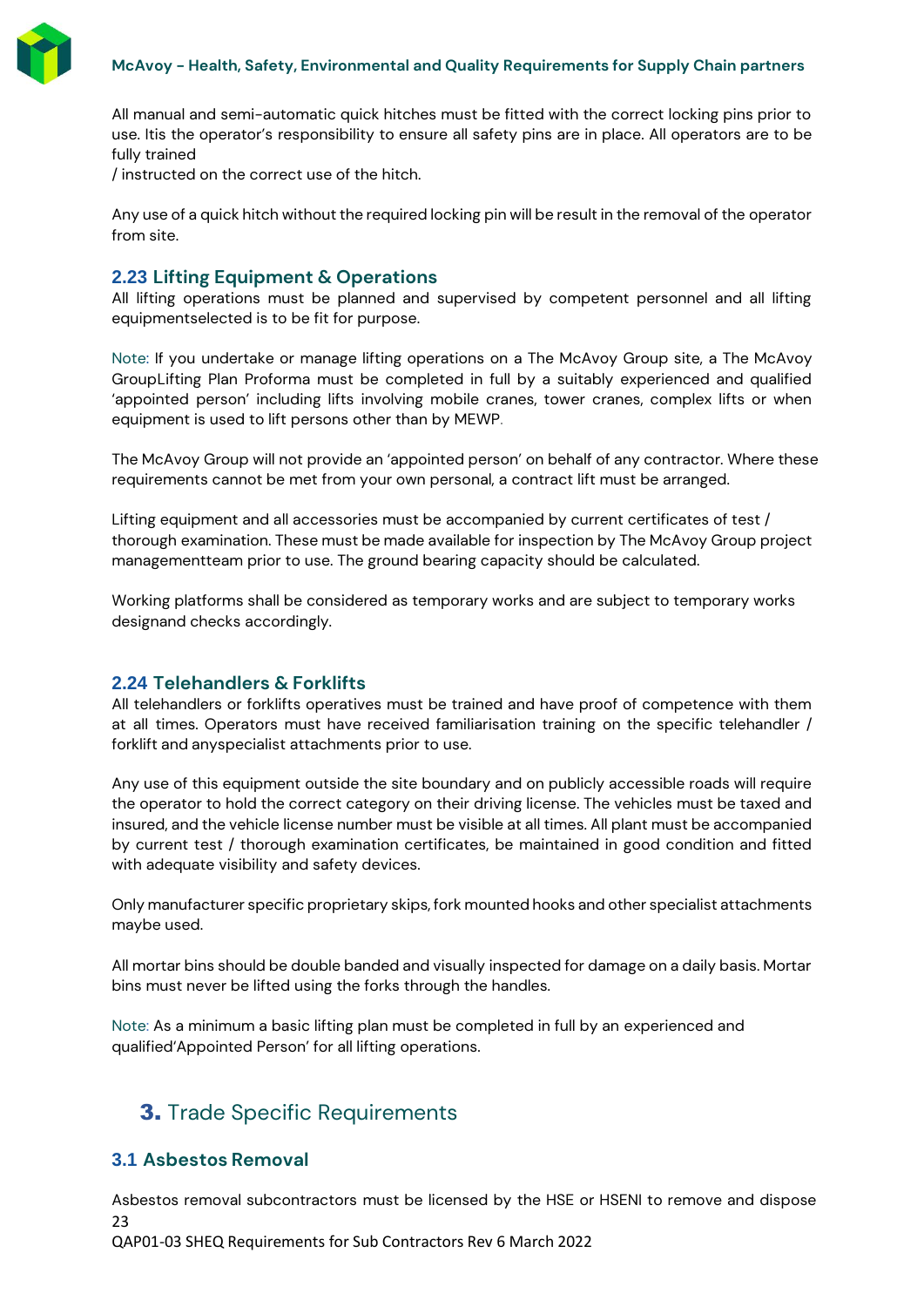All manual and semi-automatic quick hitches must be fitted with the correct locking pins prior to use. Itis the operator's responsibility to ensure all safety pins are in place. All operators are to be fully trained
/ instructed on the correct use of the hitch.

Any use of a quick hitch without the required locking pin will be result in the removal of the operator from site.

## 2.23 Lifting Equipment & Operations

All lifting operations must be planned and supervised by competent personnel and all lifting equipmentselected is to be fit for purpose.

Note: If you undertake or manage lifting operations on a The McAvoy Group site, a The McAvoy GroupLifting Plan Proforma must be completed in full by a suitably experienced and qualified 'appointed person' including lifts involving mobile cranes, tower cranes, complex lifts or when equipment is used to lift persons other than by MEWP.

The McAvoy Group will not provide an 'appointed person' on behalf of any contractor. Where these requirements cannot be met from your own personal, a contract lift must be arranged.

Lifting equipment and all accessories must be accompanied by current certificates of test / thorough examination. These must be made available for inspection by The McAvoy Group project managementteam prior to use. The ground bearing capacity should be calculated.

Working platforms shall be considered as temporary works and are subject to temporary works designand checks accordingly.

## 2.24 Telehandlers & Forklifts

All telehandlers or forklifts operatives must be trained and have proof of competence with them at all times. Operators must have received familiarisation training on the specific telehandler / forklift and anyspecialist attachments prior to use.

Any use of this equipment outside the site boundary and on publicly accessible roads will require the operator to hold the correct category on their driving license. The vehicles must be taxed and insured, and the vehicle license number must be visible at all times. All plant must be accompanied by current test / thorough examination certificates, be maintained in good condition and fitted with adequate visibility and safety devices.

Only manufacturer specific proprietary skips, fork mounted hooks and other specialist attachments maybe used.

All mortar bins should be double banded and visually inspected for damage on a daily basis. Mortar bins must never be lifted using the forks through the handles.

Note: As a minimum a basic lifting plan must be completed in full by an experienced and qualified'Appointed Person' for all lifting operations.

# 3. Trade Specific Requirements

## 3.1 Asbestos Removal

Asbestos removal subcontractors must be licensed by the HSE or HSENI to remove and dispose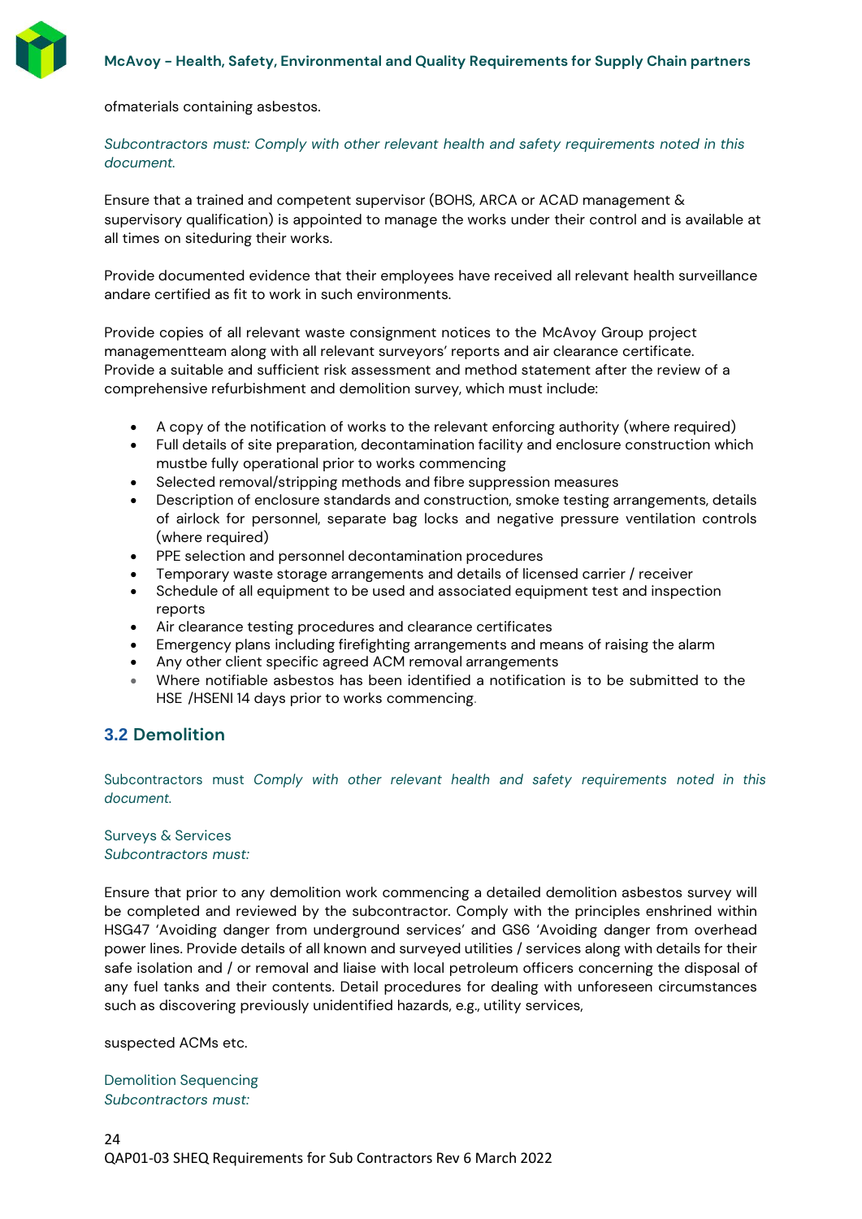ofmaterials containing asbestos.

*Subcontractors must: Comply with other relevant health and safety requirements noted in this document.*

Ensure that a trained and competent supervisor (BOHS, ARCA or ACAD management & supervisory qualification) is appointed to manage the works under their control and is available at all times on siteduring their works.

Provide documented evidence that their employees have received all relevant health surveillance andare certified as fit to work in such environments.

Provide copies of all relevant waste consignment notices to the McAvoy Group project managementteam along with all relevant surveyors' reports and air clearance certificate.
Provide a suitable and sufficient risk assessment and method statement after the review of a comprehensive refurbishment and demolition survey, which must include:

- A copy of the notification of works to the relevant enforcing authority (where required)
- Full details of site preparation, decontamination facility and enclosure construction which mustbe fully operational prior to works commencing
- Selected removal/stripping methods and fibre suppression measures
- Description of enclosure standards and construction, smoke testing arrangements, details of airlock for personnel, separate bag locks and negative pressure ventilation controls (where required)
- PPE selection and personnel decontamination procedures
- Temporary waste storage arrangements and details of licensed carrier / receiver
- Schedule of all equipment to be used and associated equipment test and inspection reports
- Air clearance testing procedures and clearance certificates
- Emergency plans including firefighting arrangements and means of raising the alarm
- Any other client specific agreed ACM removal arrangements
- Where notifiable asbestos has been identified a notification is to be submitted to the HSE /HSENI 14 days prior to works commencing.

## 3.2 Demolition

Subcontractors must *Comply with other relevant health and safety requirements noted in this document.*

Surveys & Services
*Subcontractors must:*

Ensure that prior to any demolition work commencing a detailed demolition asbestos survey will be completed and reviewed by the subcontractor. Comply with the principles enshrined within HSG47 'Avoiding danger from underground services' and GS6 'Avoiding danger from overhead power lines. Provide details of all known and surveyed utilities / services along with details for their safe isolation and / or removal and liaise with local petroleum officers concerning the disposal of any fuel tanks and their contents. Detail procedures for dealing with unforeseen circumstances such as discovering previously unidentified hazards, e.g., utility services,

suspected ACMs etc.

Demolition Sequencing
*Subcontractors must:*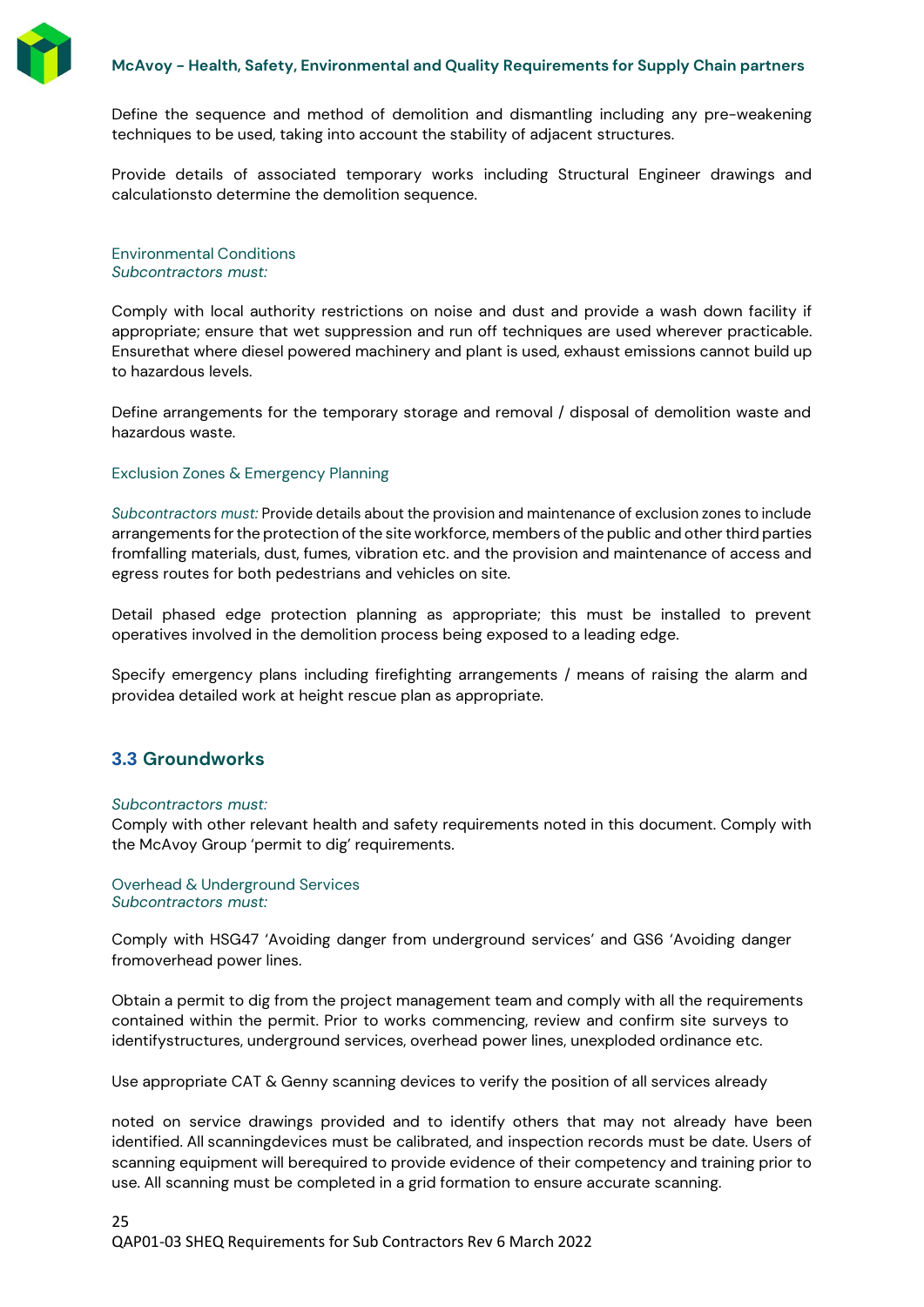Define the sequence and method of demolition and dismantling including any pre-weakening techniques to be used, taking into account the stability of adjacent structures.

Provide details of associated temporary works including Structural Engineer drawings and calculationsto determine the demolition sequence.

#### Environmental Conditions

*Subcontractors must:*

Comply with local authority restrictions on noise and dust and provide a wash down facility if appropriate; ensure that wet suppression and run off techniques are used wherever practicable. Ensurethat where diesel powered machinery and plant is used, exhaust emissions cannot build up to hazardous levels.

Define arrangements for the temporary storage and removal / disposal of demolition waste and hazardous waste.

#### Exclusion Zones & Emergency Planning

*Subcontractors must:* Provide details about the provision and maintenance of exclusion zones to include arrangements for the protection of the site workforce, members of the public and other third parties fromfalling materials, dust, fumes, vibration etc. and the provision and maintenance of access and egress routes for both pedestrians and vehicles on site.

Detail phased edge protection planning as appropriate; this must be installed to prevent operatives involved in the demolition process being exposed to a leading edge.

Specify emergency plans including firefighting arrangements / means of raising the alarm and providea detailed work at height rescue plan as appropriate.

## 3.3 Groundworks

*Subcontractors must:*

Comply with other relevant health and safety requirements noted in this document. Comply with the McAvoy Group 'permit to dig' requirements.

#### Overhead & Underground Services

*Subcontractors must:*

Comply with HSG47 'Avoiding danger from underground services' and GS6 'Avoiding danger fromoverhead power lines.

Obtain a permit to dig from the project management team and comply with all the requirements contained within the permit. Prior to works commencing, review and confirm site surveys to identifystructures, underground services, overhead power lines, unexploded ordinance etc.

Use appropriate CAT & Genny scanning devices to verify the position of all services already

noted on service drawings provided and to identify others that may not already have been identified. All scanningdevices must be calibrated, and inspection records must be date. Users of scanning equipment will berequired to provide evidence of their competency and training prior to use. All scanning must be completed in a grid formation to ensure accurate scanning.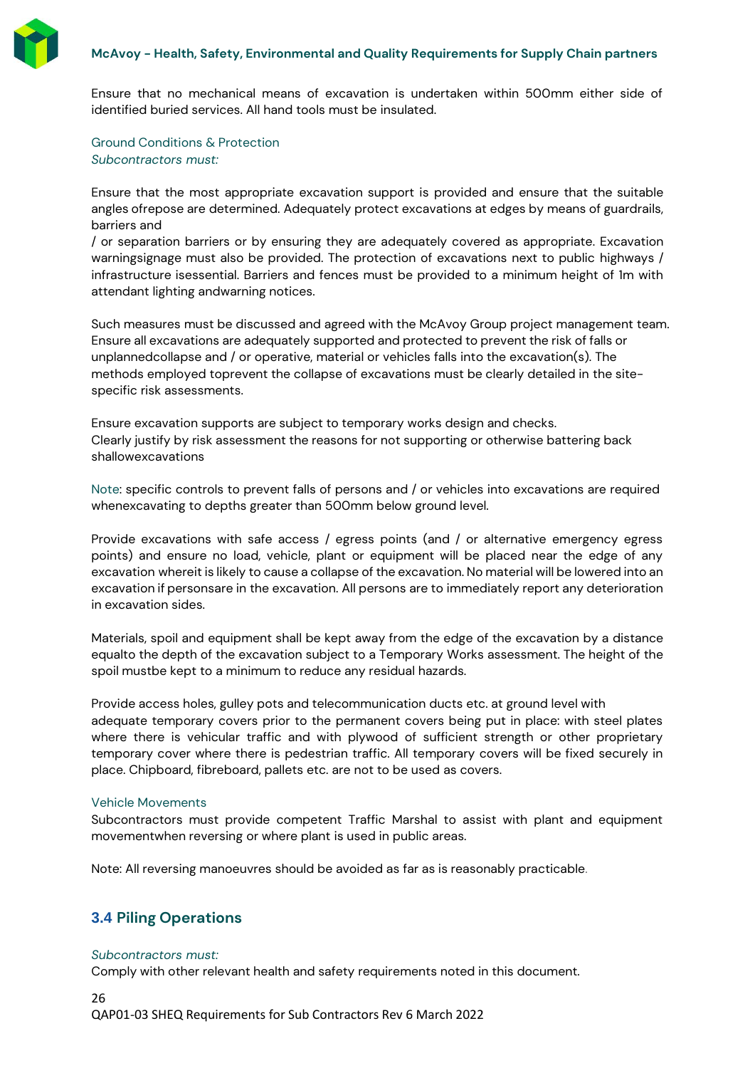Ensure that no mechanical means of excavation is undertaken within 500mm either side of identified buried services. All hand tools must be insulated.

Ground Conditions & Protection

*Subcontractors must:*

Ensure that the most appropriate excavation support is provided and ensure that the suitable angles ofrepose are determined. Adequately protect excavations at edges by means of guardrails, barriers and

/ or separation barriers or by ensuring they are adequately covered as appropriate. Excavation warningsignage must also be provided. The protection of excavations next to public highways / infrastructure isessential. Barriers and fences must be provided to a minimum height of 1m with attendant lighting andwarning notices.

Such measures must be discussed and agreed with the McAvoy Group project management team. Ensure all excavations are adequately supported and protected to prevent the risk of falls or unplannedcollapse and / or operative, material or vehicles falls into the excavation(s). The methods employed toprevent the collapse of excavations must be clearly detailed in the site-specific risk assessments.

Ensure excavation supports are subject to temporary works design and checks.
Clearly justify by risk assessment the reasons for not supporting or otherwise battering back shallowexcavations

Note: specific controls to prevent falls of persons and / or vehicles into excavations are required whenexcavating to depths greater than 500mm below ground level.

Provide excavations with safe access / egress points (and / or alternative emergency egress points) and ensure no load, vehicle, plant or equipment will be placed near the edge of any excavation whereit is likely to cause a collapse of the excavation. No material will be lowered into an excavation if personsare in the excavation. All persons are to immediately report any deterioration in excavation sides.

Materials, spoil and equipment shall be kept away from the edge of the excavation by a distance equalto the depth of the excavation subject to a Temporary Works assessment. The height of the spoil mustbe kept to a minimum to reduce any residual hazards.

Provide access holes, gulley pots and telecommunication ducts etc. at ground level with adequate temporary covers prior to the permanent covers being put in place: with steel plates where there is vehicular traffic and with plywood of sufficient strength or other proprietary temporary cover where there is pedestrian traffic. All temporary covers will be fixed securely in place. Chipboard, fibreboard, pallets etc. are not to be used as covers.

Vehicle Movements

Subcontractors must provide competent Traffic Marshal to assist with plant and equipment movementwhen reversing or where plant is used in public areas.

Note: All reversing manoeuvres should be avoided as far as is reasonably practicable.

## 3.4 Piling Operations

*Subcontractors must:*

Comply with other relevant health and safety requirements noted in this document.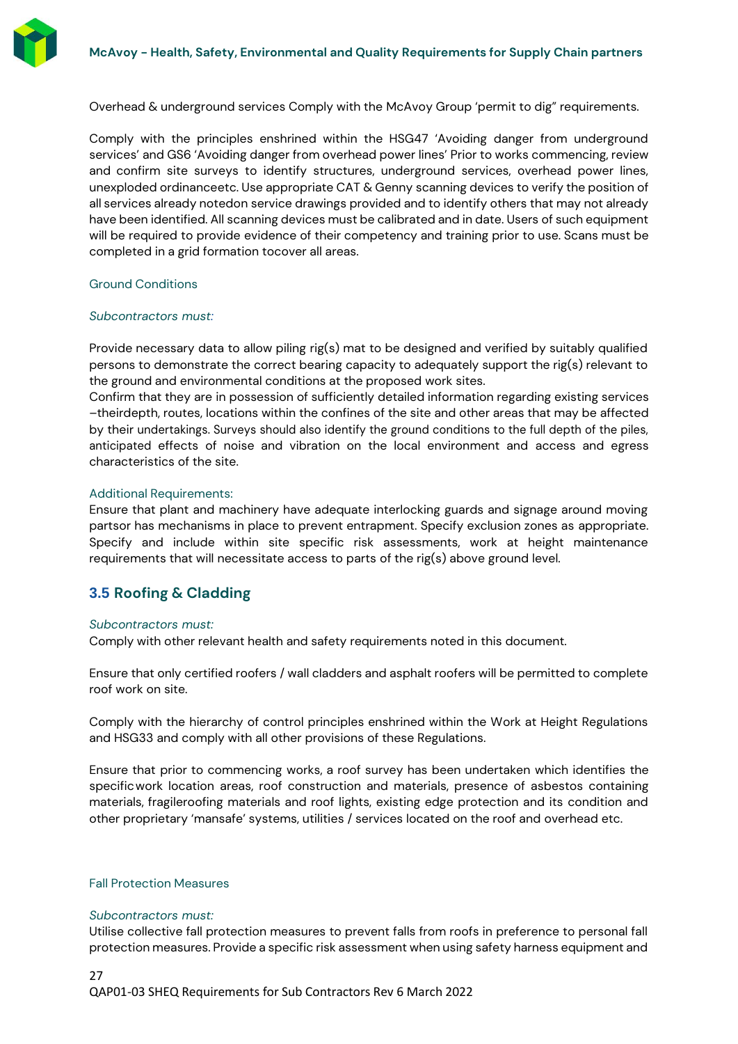Overhead & underground services Comply with the McAvoy Group 'permit to dig" requirements.

Comply with the principles enshrined within the HSG47 'Avoiding danger from underground services' and GS6 'Avoiding danger from overhead power lines' Prior to works commencing, review and confirm site surveys to identify structures, underground services, overhead power lines, unexploded ordinanceetc. Use appropriate CAT & Genny scanning devices to verify the position of all services already notedon service drawings provided and to identify others that may not already have been identified. All scanning devices must be calibrated and in date. Users of such equipment will be required to provide evidence of their competency and training prior to use. Scans must be completed in a grid formation tocover all areas.

Ground Conditions

*Subcontractors must:*

Provide necessary data to allow piling rig(s) mat to be designed and verified by suitably qualified persons to demonstrate the correct bearing capacity to adequately support the rig(s) relevant to the ground and environmental conditions at the proposed work sites.
Confirm that they are in possession of sufficiently detailed information regarding existing services –theirdepth, routes, locations within the confines of the site and other areas that may be affected by their undertakings. Surveys should also identify the ground conditions to the full depth of the piles, anticipated effects of noise and vibration on the local environment and access and egress characteristics of the site.

Additional Requirements:
Ensure that plant and machinery have adequate interlocking guards and signage around moving partsor has mechanisms in place to prevent entrapment. Specify exclusion zones as appropriate. Specify and include within site specific risk assessments, work at height maintenance requirements that will necessitate access to parts of the rig(s) above ground level.

## 3.5 Roofing & Cladding

*Subcontractors must:*
Comply with other relevant health and safety requirements noted in this document.

Ensure that only certified roofers / wall cladders and asphalt roofers will be permitted to complete roof work on site.

Comply with the hierarchy of control principles enshrined within the Work at Height Regulations and HSG33 and comply with all other provisions of these Regulations.

Ensure that prior to commencing works, a roof survey has been undertaken which identifies the specificwork location areas, roof construction and materials, presence of asbestos containing materials, fragileroofing materials and roof lights, existing edge protection and its condition and other proprietary 'mansafe' systems, utilities / services located on the roof and overhead etc.

Fall Protection Measures

*Subcontractors must:*
Utilise collective fall protection measures to prevent falls from roofs in preference to personal fall protection measures. Provide a specific risk assessment when using safety harness equipment and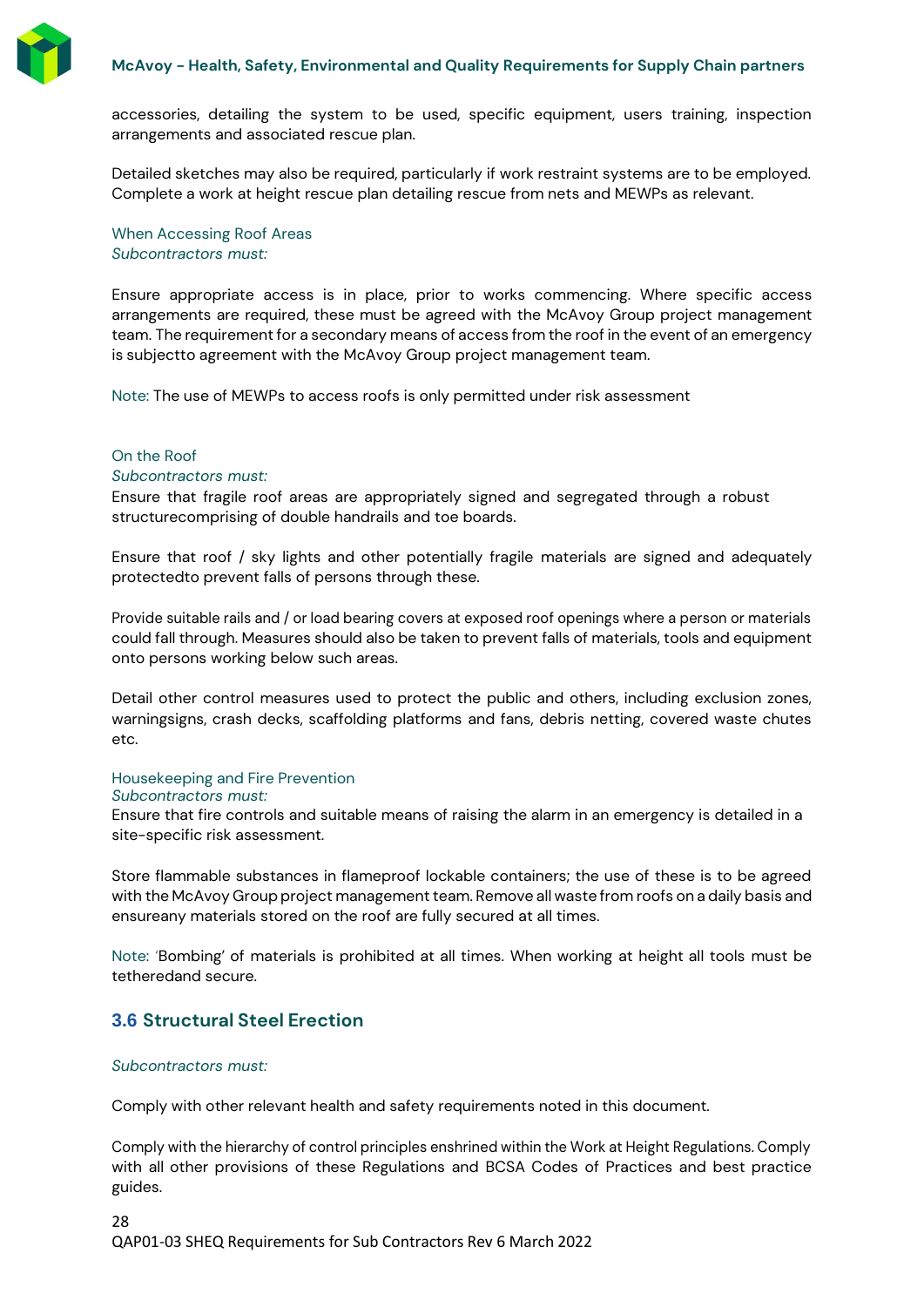accessories, detailing the system to be used, specific equipment, users training, inspection arrangements and associated rescue plan.

Detailed sketches may also be required, particularly if work restraint systems are to be employed. Complete a work at height rescue plan detailing rescue from nets and MEWPs as relevant.

When Accessing Roof Areas

*Subcontractors must:*

Ensure appropriate access is in place, prior to works commencing. Where specific access arrangements are required, these must be agreed with the McAvoy Group project management team. The requirement for a secondary means of access from the roof in the event of an emergency is subjectto agreement with the McAvoy Group project management team.

Note: The use of MEWPs to access roofs is only permitted under risk assessment

On the Roof

*Subcontractors must:*

Ensure that fragile roof areas are appropriately signed and segregated through a robust structurecomprising of double handrails and toe boards.

Ensure that roof / sky lights and other potentially fragile materials are signed and adequately protectedto prevent falls of persons through these.

Provide suitable rails and / or load bearing covers at exposed roof openings where a person or materials could fall through. Measures should also be taken to prevent falls of materials, tools and equipment onto persons working below such areas.

Detail other control measures used to protect the public and others, including exclusion zones, warningsigns, crash decks, scaffolding platforms and fans, debris netting, covered waste chutes etc.

Housekeeping and Fire Prevention

*Subcontractors must:*

Ensure that fire controls and suitable means of raising the alarm in an emergency is detailed in a site-specific risk assessment.

Store flammable substances in flameproof lockable containers; the use of these is to be agreed with the McAvoy Group project management team. Remove all waste from roofs on a daily basis and ensureany materials stored on the roof are fully secured at all times.

Note: 'Bombing' of materials is prohibited at all times. When working at height all tools must be tetheredand secure.

## 3.6 Structural Steel Erection

*Subcontractors must:*

Comply with other relevant health and safety requirements noted in this document.

Comply with the hierarchy of control principles enshrined within the Work at Height Regulations. Comply with all other provisions of these Regulations and BCSA Codes of Practices and best practice guides.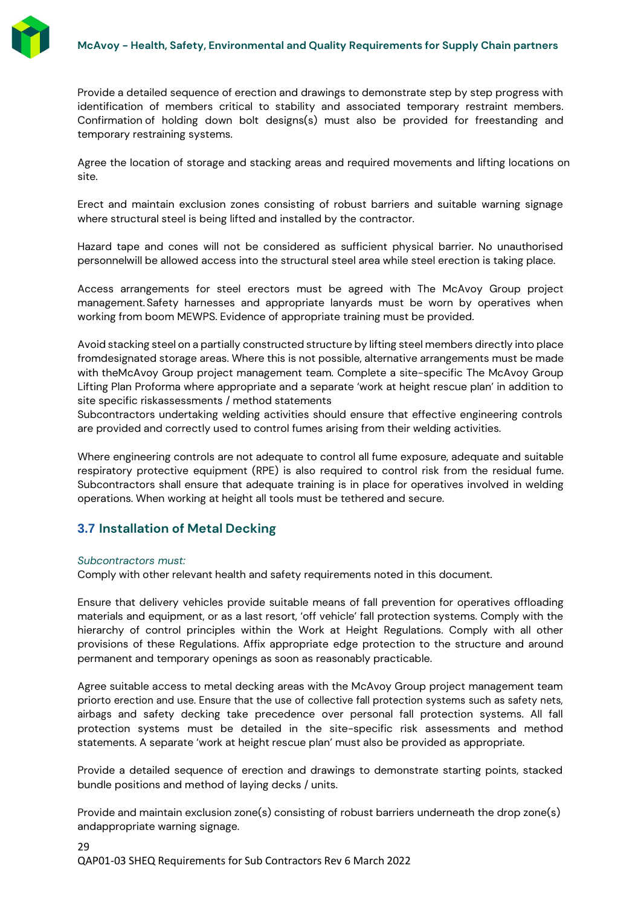Provide a detailed sequence of erection and drawings to demonstrate step by step progress with identification of members critical to stability and associated temporary restraint members. Confirmation of holding down bolt designs(s) must also be provided for freestanding and temporary restraining systems.

Agree the location of storage and stacking areas and required movements and lifting locations on site.

Erect and maintain exclusion zones consisting of robust barriers and suitable warning signage where structural steel is being lifted and installed by the contractor.

Hazard tape and cones will not be considered as sufficient physical barrier. No unauthorised personnelwill be allowed access into the structural steel area while steel erection is taking place.

Access arrangements for steel erectors must be agreed with The McAvoy Group project management. Safety harnesses and appropriate lanyards must be worn by operatives when working from boom MEWPS. Evidence of appropriate training must be provided.

Avoid stacking steel on a partially constructed structure by lifting steel members directly into place fromdesignated storage areas. Where this is not possible, alternative arrangements must be made with theMcAvoy Group project management team. Complete a site-specific The McAvoy Group Lifting Plan Proforma where appropriate and a separate 'work at height rescue plan' in addition to site specific riskassessments / method statements
Subcontractors undertaking welding activities should ensure that effective engineering controls are provided and correctly used to control fumes arising from their welding activities.

Where engineering controls are not adequate to control all fume exposure, adequate and suitable respiratory protective equipment (RPE) is also required to control risk from the residual fume. Subcontractors shall ensure that adequate training is in place for operatives involved in welding operations. When working at height all tools must be tethered and secure.

## 3.7 Installation of Metal Decking

*Subcontractors must:*
Comply with other relevant health and safety requirements noted in this document.

Ensure that delivery vehicles provide suitable means of fall prevention for operatives offloading materials and equipment, or as a last resort, 'off vehicle' fall protection systems. Comply with the hierarchy of control principles within the Work at Height Regulations. Comply with all other provisions of these Regulations. Affix appropriate edge protection to the structure and around permanent and temporary openings as soon as reasonably practicable.

Agree suitable access to metal decking areas with the McAvoy Group project management team priorto erection and use. Ensure that the use of collective fall protection systems such as safety nets, airbags and safety decking take precedence over personal fall protection systems. All fall protection systems must be detailed in the site-specific risk assessments and method statements. A separate 'work at height rescue plan' must also be provided as appropriate.

Provide a detailed sequence of erection and drawings to demonstrate starting points, stacked bundle positions and method of laying decks / units.

Provide and maintain exclusion zone(s) consisting of robust barriers underneath the drop zone(s) andappropriate warning signage.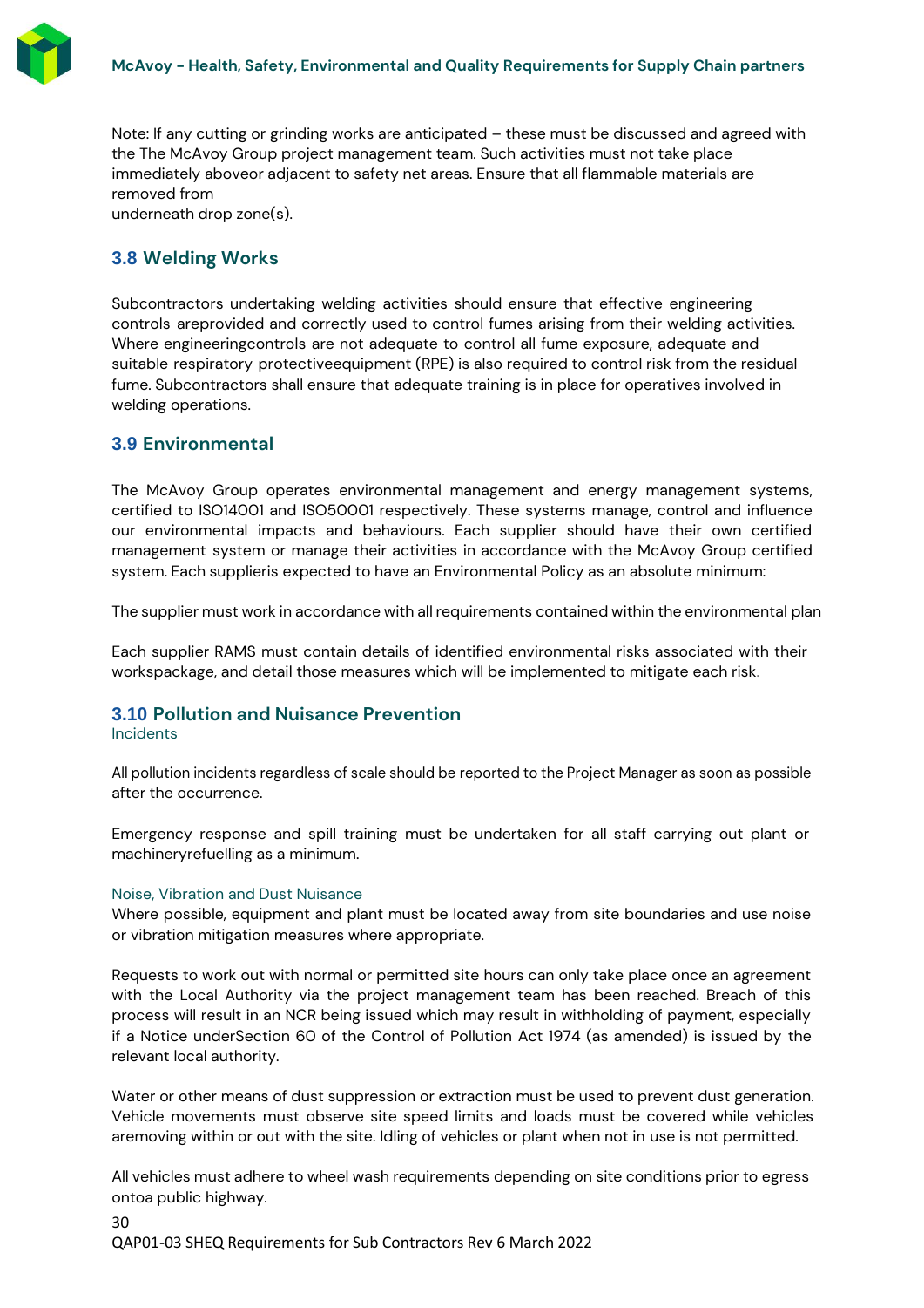Note: If any cutting or grinding works are anticipated – these must be discussed and agreed with the The McAvoy Group project management team. Such activities must not take place immediately aboveor adjacent to safety net areas. Ensure that all flammable materials are removed from
underneath drop zone(s).

## 3.8 Welding Works

Subcontractors undertaking welding activities should ensure that effective engineering controls areprovided and correctly used to control fumes arising from their welding activities. Where engineeringcontrols are not adequate to control all fume exposure, adequate and suitable respiratory protectiveequipment (RPE) is also required to control risk from the residual fume. Subcontractors shall ensure that adequate training is in place for operatives involved in welding operations.

## 3.9 Environmental

The McAvoy Group operates environmental management and energy management systems, certified to ISO14001 and ISO50001 respectively. These systems manage, control and influence our environmental impacts and behaviours. Each supplier should have their own certified management system or manage their activities in accordance with the McAvoy Group certified system. Each supplieris expected to have an Environmental Policy as an absolute minimum:

The supplier must work in accordance with all requirements contained within the environmental plan

Each supplier RAMS must contain details of identified environmental risks associated with their workspackage, and detail those measures which will be implemented to mitigate each risk.

## 3.10 Pollution and Nuisance Prevention

### Incidents

All pollution incidents regardless of scale should be reported to the Project Manager as soon as possible after the occurrence.

Emergency response and spill training must be undertaken for all staff carrying out plant or machineryrefuelling as a minimum.

### Noise, Vibration and Dust Nuisance

Where possible, equipment and plant must be located away from site boundaries and use noise or vibration mitigation measures where appropriate.

Requests to work out with normal or permitted site hours can only take place once an agreement with the Local Authority via the project management team has been reached. Breach of this process will result in an NCR being issued which may result in withholding of payment, especially if a Notice underSection 60 of the Control of Pollution Act 1974 (as amended) is issued by the relevant local authority.

Water or other means of dust suppression or extraction must be used to prevent dust generation. Vehicle movements must observe site speed limits and loads must be covered while vehicles aremoving within or out with the site. Idling of vehicles or plant when not in use is not permitted.

All vehicles must adhere to wheel wash requirements depending on site conditions prior to egress ontoa public highway.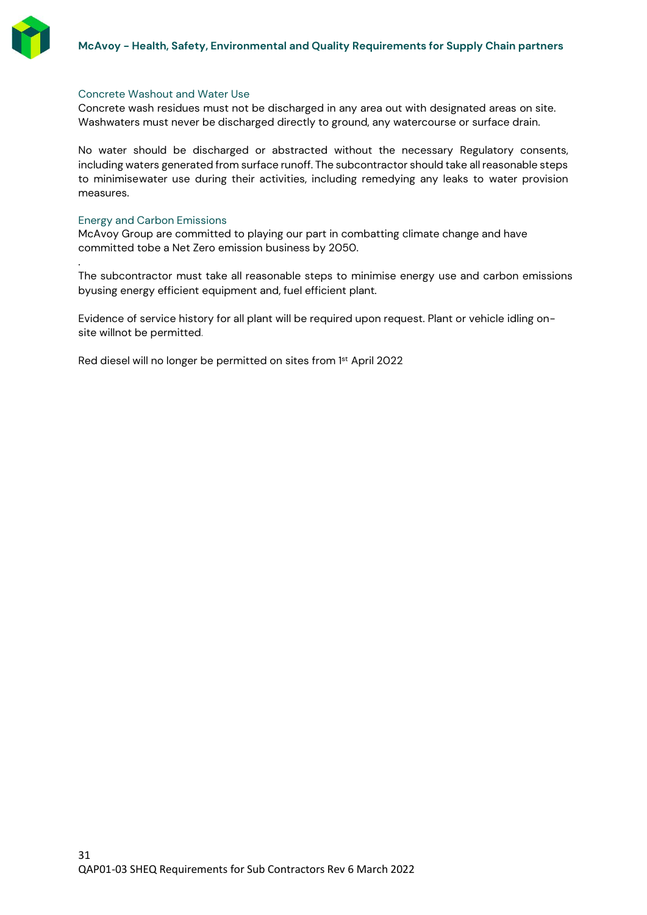### Concrete Washout and Water Use

Concrete wash residues must not be discharged in any area out with designated areas on site. Washwaters must never be discharged directly to ground, any watercourse or surface drain.

No water should be discharged or abstracted without the necessary Regulatory consents, including waters generated from surface runoff. The subcontractor should take all reasonable steps to minimisewater use during their activities, including remedying any leaks to water provision measures.

### Energy and Carbon Emissions

McAvoy Group are committed to playing our part in combatting climate change and have committed tobe a Net Zero emission business by 2050.

.

The subcontractor must take all reasonable steps to minimise energy use and carbon emissions byusing energy efficient equipment and, fuel efficient plant.

Evidence of service history for all plant will be required upon request. Plant or vehicle idling on-site willnot be permitted.

Red diesel will no longer be permitted on sites from 1st April 2022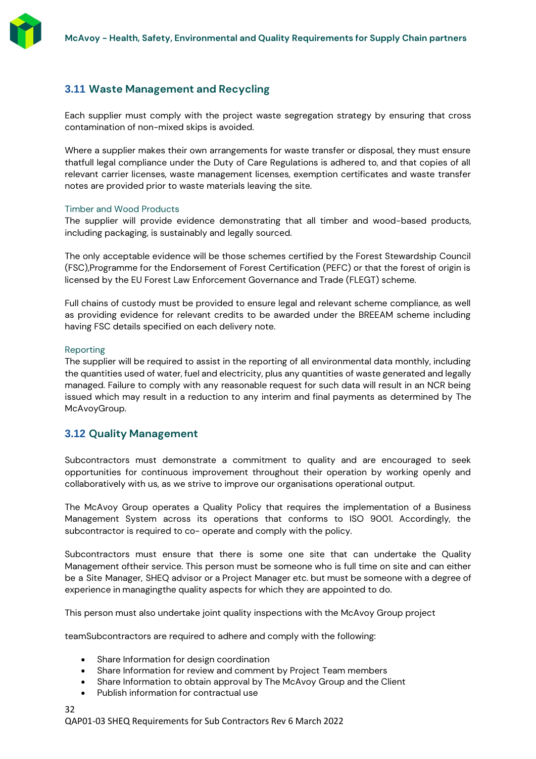## 3.11 Waste Management and Recycling

Each supplier must comply with the project waste segregation strategy by ensuring that cross contamination of non-mixed skips is avoided.

Where a supplier makes their own arrangements for waste transfer or disposal, they must ensure thatfull legal compliance under the Duty of Care Regulations is adhered to, and that copies of all relevant carrier licenses, waste management licenses, exemption certificates and waste transfer notes are provided prior to waste materials leaving the site.

### Timber and Wood Products

The supplier will provide evidence demonstrating that all timber and wood-based products, including packaging, is sustainably and legally sourced.

The only acceptable evidence will be those schemes certified by the Forest Stewardship Council (FSC),Programme for the Endorsement of Forest Certification (PEFC) or that the forest of origin is licensed by the EU Forest Law Enforcement Governance and Trade (FLEGT) scheme.

Full chains of custody must be provided to ensure legal and relevant scheme compliance, as well as providing evidence for relevant credits to be awarded under the BREEAM scheme including having FSC details specified on each delivery note.

### Reporting

The supplier will be required to assist in the reporting of all environmental data monthly, including the quantities used of water, fuel and electricity, plus any quantities of waste generated and legally managed. Failure to comply with any reasonable request for such data will result in an NCR being issued which may result in a reduction to any interim and final payments as determined by The McAvoyGroup.

## 3.12 Quality Management

Subcontractors must demonstrate a commitment to quality and are encouraged to seek opportunities for continuous improvement throughout their operation by working openly and collaboratively with us, as we strive to improve our organisations operational output.

The McAvoy Group operates a Quality Policy that requires the implementation of a Business Management System across its operations that conforms to ISO 9001. Accordingly, the subcontractor is required to co- operate and comply with the policy.

Subcontractors must ensure that there is some one site that can undertake the Quality Management oftheir service. This person must be someone who is full time on site and can either be a Site Manager, SHEQ advisor or a Project Manager etc. but must be someone with a degree of experience in managingthe quality aspects for which they are appointed to do.

This person must also undertake joint quality inspections with the McAvoy Group project

teamSubcontractors are required to adhere and comply with the following:

- Share Information for design coordination
- Share Information for review and comment by Project Team members
- Share Information to obtain approval by The McAvoy Group and the Client
- Publish information for contractual use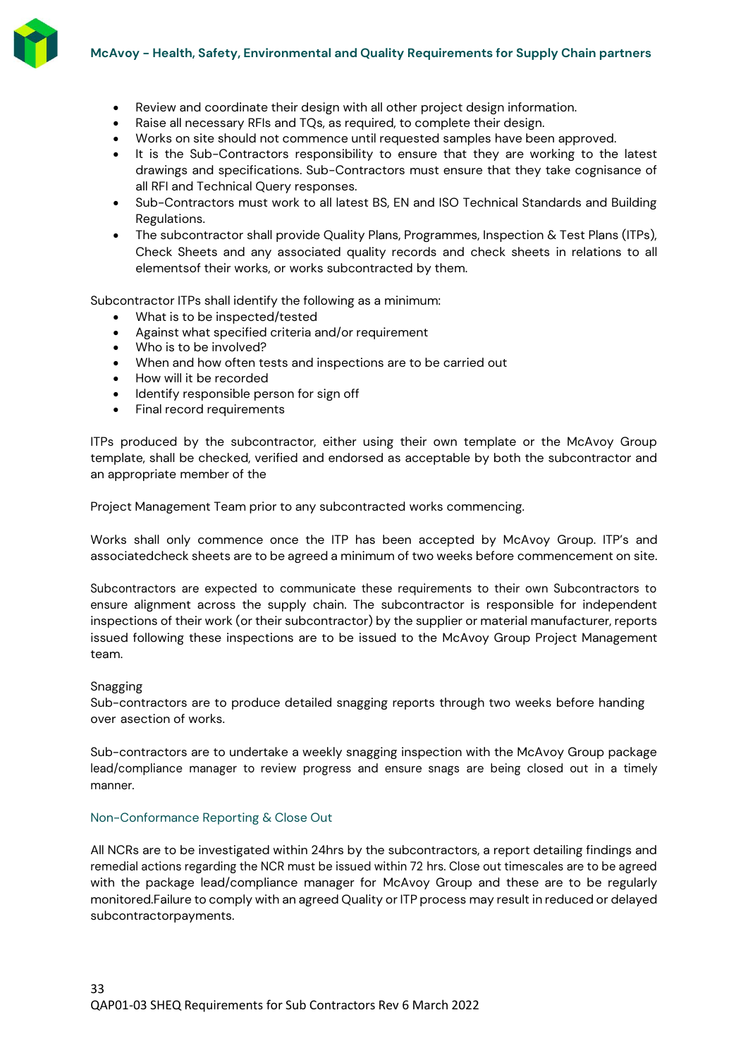- Review and coordinate their design with all other project design information.
- Raise all necessary RFIs and TQs, as required, to complete their design.
- Works on site should not commence until requested samples have been approved.
- It is the Sub-Contractors responsibility to ensure that they are working to the latest drawings and specifications. Sub-Contractors must ensure that they take cognisance of all RFI and Technical Query responses.
- Sub-Contractors must work to all latest BS, EN and ISO Technical Standards and Building Regulations.
- The subcontractor shall provide Quality Plans, Programmes, Inspection & Test Plans (ITPs), Check Sheets and any associated quality records and check sheets in relations to all elementsof their works, or works subcontracted by them.

Subcontractor ITPs shall identify the following as a minimum:

- What is to be inspected/tested
- Against what specified criteria and/or requirement
- Who is to be involved?
- When and how often tests and inspections are to be carried out
- How will it be recorded
- Identify responsible person for sign off
- Final record requirements

ITPs produced by the subcontractor, either using their own template or the McAvoy Group template, shall be checked, verified and endorsed as acceptable by both the subcontractor and an appropriate member of the

Project Management Team prior to any subcontracted works commencing.

Works shall only commence once the ITP has been accepted by McAvoy Group. ITP's and associatedcheck sheets are to be agreed a minimum of two weeks before commencement on site.

Subcontractors are expected to communicate these requirements to their own Subcontractors to ensure alignment across the supply chain. The subcontractor is responsible for independent inspections of their work (or their subcontractor) by the supplier or material manufacturer, reports issued following these inspections are to be issued to the McAvoy Group Project Management team.

Snagging

Sub-contractors are to produce detailed snagging reports through two weeks before handing over asection of works.

Sub-contractors are to undertake a weekly snagging inspection with the McAvoy Group package lead/compliance manager to review progress and ensure snags are being closed out in a timely manner.

## Non-Conformance Reporting & Close Out

All NCRs are to be investigated within 24hrs by the subcontractors, a report detailing findings and remedial actions regarding the NCR must be issued within 72 hrs. Close out timescales are to be agreed with the package lead/compliance manager for McAvoy Group and these are to be regularly monitored.Failure to comply with an agreed Quality or ITP process may result in reduced or delayed subcontractorpayments.